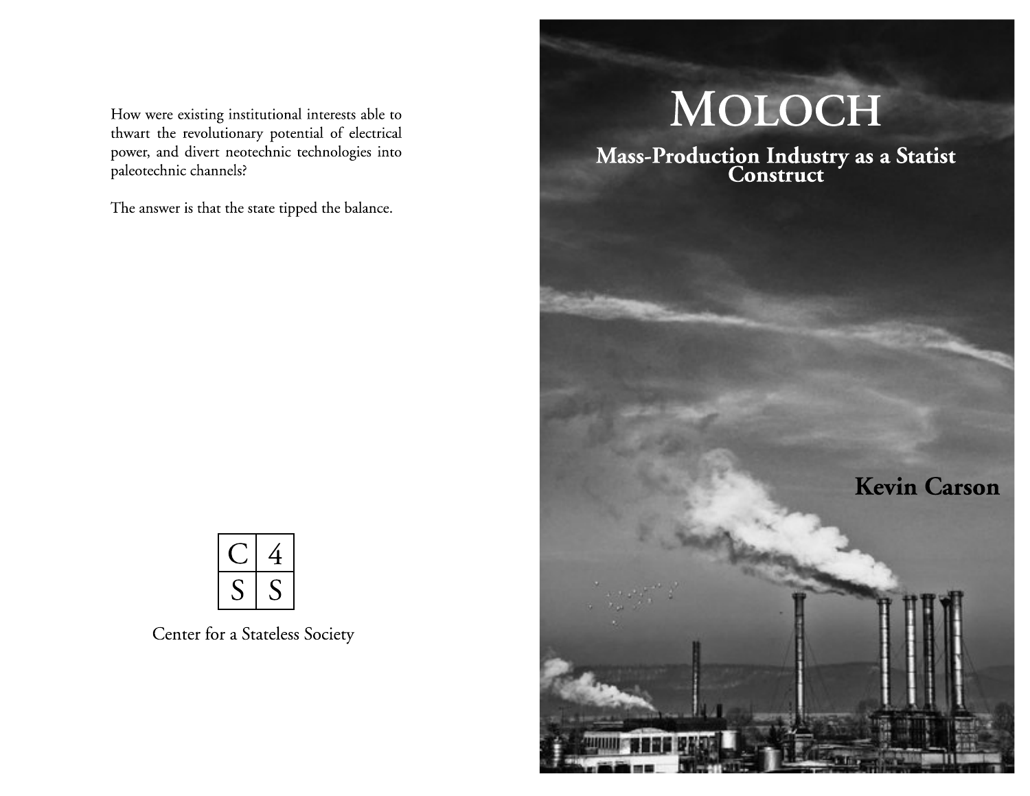# Moloch

## Mass-Production Industry as a Statist Construct

**Kevin Carson**

How were existing institutional interests able to thwart the revolutionary potential of electrical power, and divert neotechnic technologies into paleotechnic channels?

The answer is that the state tipped the balance.

| C | 4 |
|---|---|
| S | S |

Center for a Stateless Society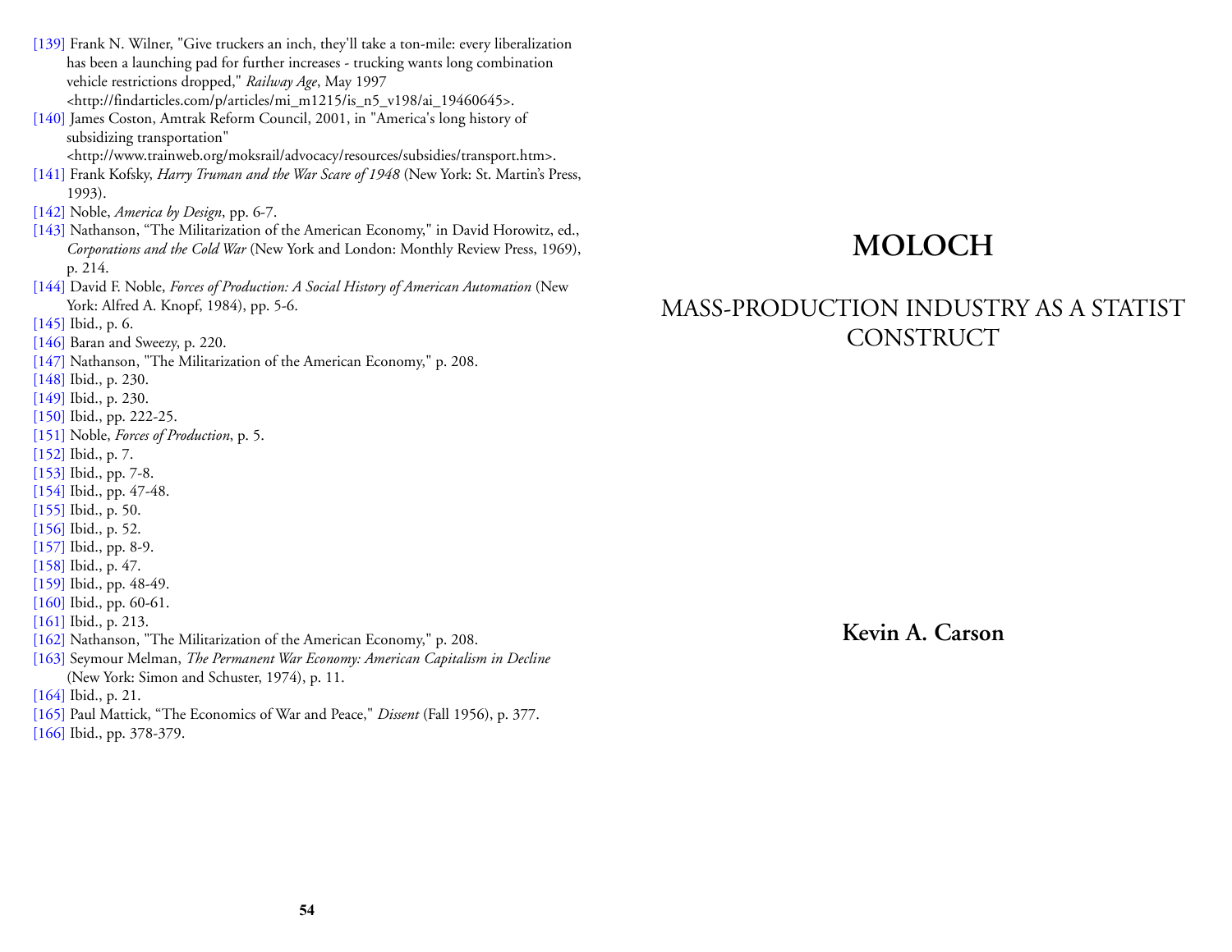[139] Frank N. Wilner, "Give truckers an inch, they'll take a ton-mile: every liberalization has been a launching pad for further increases - trucking wants long combination vehicle restrictions dropped," *Railway Age*, May 1997 <http://findarticles.com/p/articles/mi_m1215/is_n5_v198/ai_19460645>.

[140] James Coston, Amtrak Reform Council, 2001, in "America's long history of subsidizing transportation" <http://www.trainweb.org/moksrail/advocacy/resources/subsidies/transport.htm>.

[141] Frank Kofsky, *Harry Truman and the War Scare of 1948* (New York: St. Martin's Press, 1993).

[142] Noble, *America by Design*, pp. 6-7.

[143] Nathanson, "The Militarization of the American Economy," in David Horowitz, ed., *Corporations and the Cold War* (New York and London: Monthly Review Press, 1969), p. 214.

[144] David F. Noble, *Forces of Production: A Social History of American Automation* (New York: Alfred A. Knopf, 1984), pp. 5-6.

[145] Ibid., p. 6.

[146] Baran and Sweezy, p. 220.

[147] Nathanson, "The Militarization of the American Economy," p. 208.

[148] Ibid., p. 230.

[149] Ibid., p. 230.

[150] Ibid., pp. 222-25.

[151] Noble, *Forces of Production*, p. 5.

[152] Ibid., p. 7.

[153] Ibid., pp. 7-8.

[154] Ibid., pp. 47-48.

[155] Ibid., p. 50.

[156] Ibid., p. 52.

[157] Ibid., pp. 8-9.

[158] Ibid., p. 47.

[159] Ibid., pp. 48-49.

[160] Ibid., pp. 60-61.

[161] Ibid., p. 213.

[162] Nathanson, "The Militarization of the American Economy," p. 208.

[163] Seymour Melman, *The Permanent War Economy: American Capitalism in Decline* (New York: Simon and Schuster, 1974), p. 11.

[164] Ibid., p. 21.

[165] Paul Mattick, "The Economics of War and Peace," *Dissent* (Fall 1956), p. 377.

[166] Ibid., pp. 378-379.

# MOLOCH

## MASS-PRODUCTION INDUSTRY AS A STATIST CONSTRUCT

**Kevin A. Carson**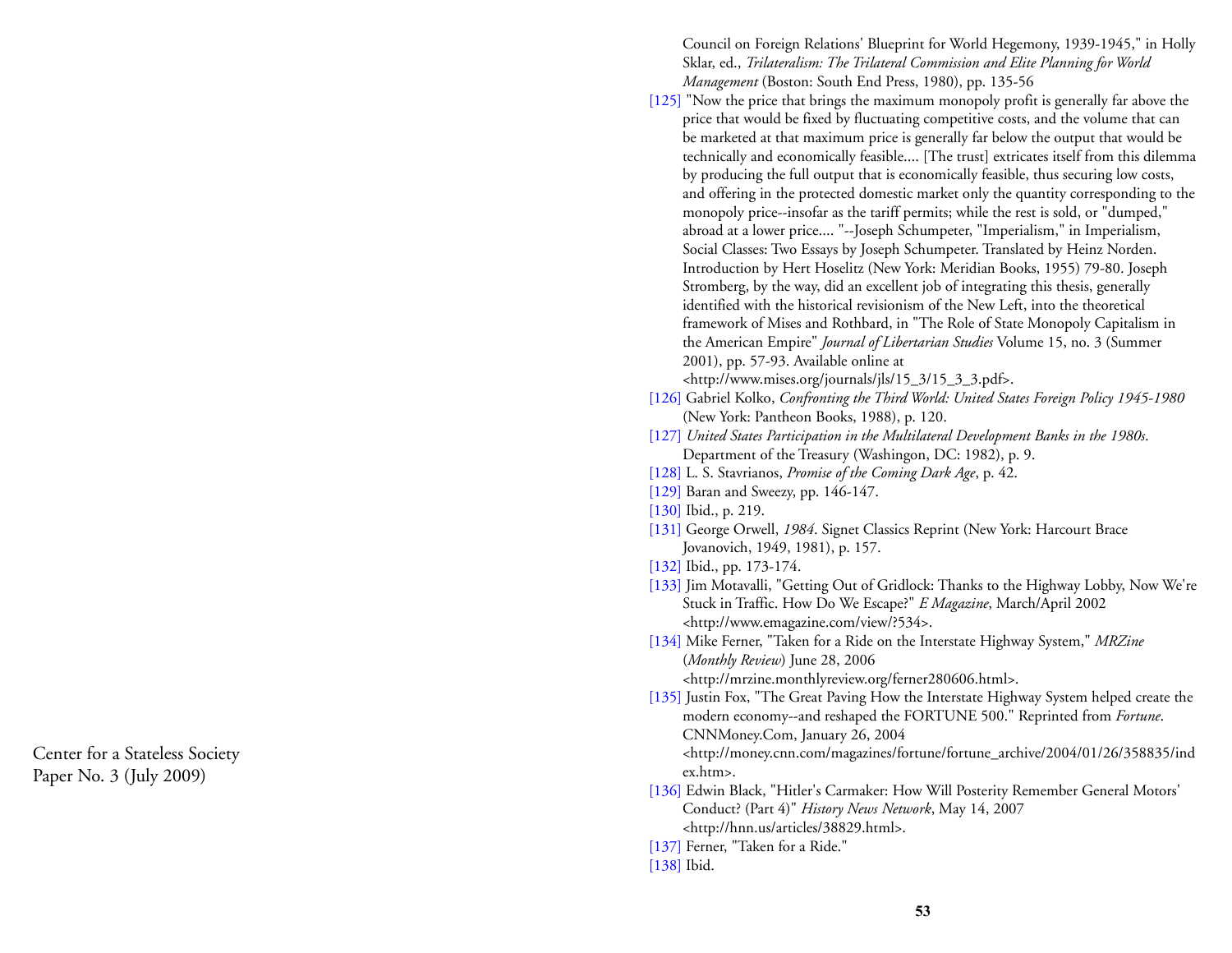Council on Foreign Relations' Blueprint for World Hegemony, 1939-1945," in Holly Sklar, ed., *Trilateralism: The Trilateral Commission and Elite Planning for World Management* (Boston: South End Press, 1980), pp. 135-56

[125] "Now the price that brings the maximum monopoly profit is generally far above the price that would be fixed by fluctuating competitive costs, and the volume that can be marketed at that maximum price is generally far below the output that would be technically and economically feasible.... [The trust] extricates itself from this dilemma by producing the full output that is economically feasible, thus securing low costs, and offering in the protected domestic market only the quantity corresponding to the monopoly price--insofar as the tariff permits; while the rest is sold, or "dumped," abroad at a lower price.... "--Joseph Schumpeter, "Imperialism," in Imperialism, Social Classes: Two Essays by Joseph Schumpeter. Translated by Heinz Norden. Introduction by Hert Hoselitz (New York: Meridian Books, 1955) 79-80. Joseph Stromberg, by the way, did an excellent job of integrating this thesis, generally identified with the historical revisionism of the New Left, into the theoretical framework of Mises and Rothbard, in "The Role of State Monopoly Capitalism in the American Empire" *Journal of Libertarian Studies* Volume 15, no. 3 (Summer 2001), pp. 57-93. Available online at <http://www.mises.org/journals/jls/15_3/15_3_3.pdf>.

[126] Gabriel Kolko, *Confronting the Third World: United States Foreign Policy 1945-1980* (New York: Pantheon Books, 1988), p. 120.

[127] *United States Participation in the Multilateral Development Banks in the 1980s*. Department of the Treasury (Washingon, DC: 1982), p. 9.

[128] L. S. Stavrianos, *Promise of the Coming Dark Age*, p. 42.

[129] Baran and Sweezy, pp. 146-147.

[130] Ibid., p. 219.

[131] George Orwell, *1984*. Signet Classics Reprint (New York: Harcourt Brace Jovanovich, 1949, 1981), p. 157.

[132] Ibid., pp. 173-174.

[133] Jim Motavalli, "Getting Out of Gridlock: Thanks to the Highway Lobby, Now We're Stuck in Traffic. How Do We Escape?" *E Magazine*, March/April 2002 <http://www.emagazine.com/view/?534>.

[134] Mike Ferner, "Taken for a Ride on the Interstate Highway System," *MRZine* (*Monthly Review*) June 28, 2006 <http://mrzine.monthlyreview.org/ferner280606.html>.

[135] Justin Fox, "The Great Paving How the Interstate Highway System helped create the modern economy--and reshaped the FORTUNE 500." Reprinted from *Fortune*. CNNMoney.Com, January 26, 2004 <http://money.cnn.com/magazines/fortune/fortune_archive/2004/01/26/358835/index.htm>.

[136] Edwin Black, "Hitler's Carmaker: How Will Posterity Remember General Motors' Conduct? (Part 4)" *History News Network*, May 14, 2007 <http://hnn.us/articles/38829.html>.

[137] Ferner, "Taken for a Ride."

[138] Ibid.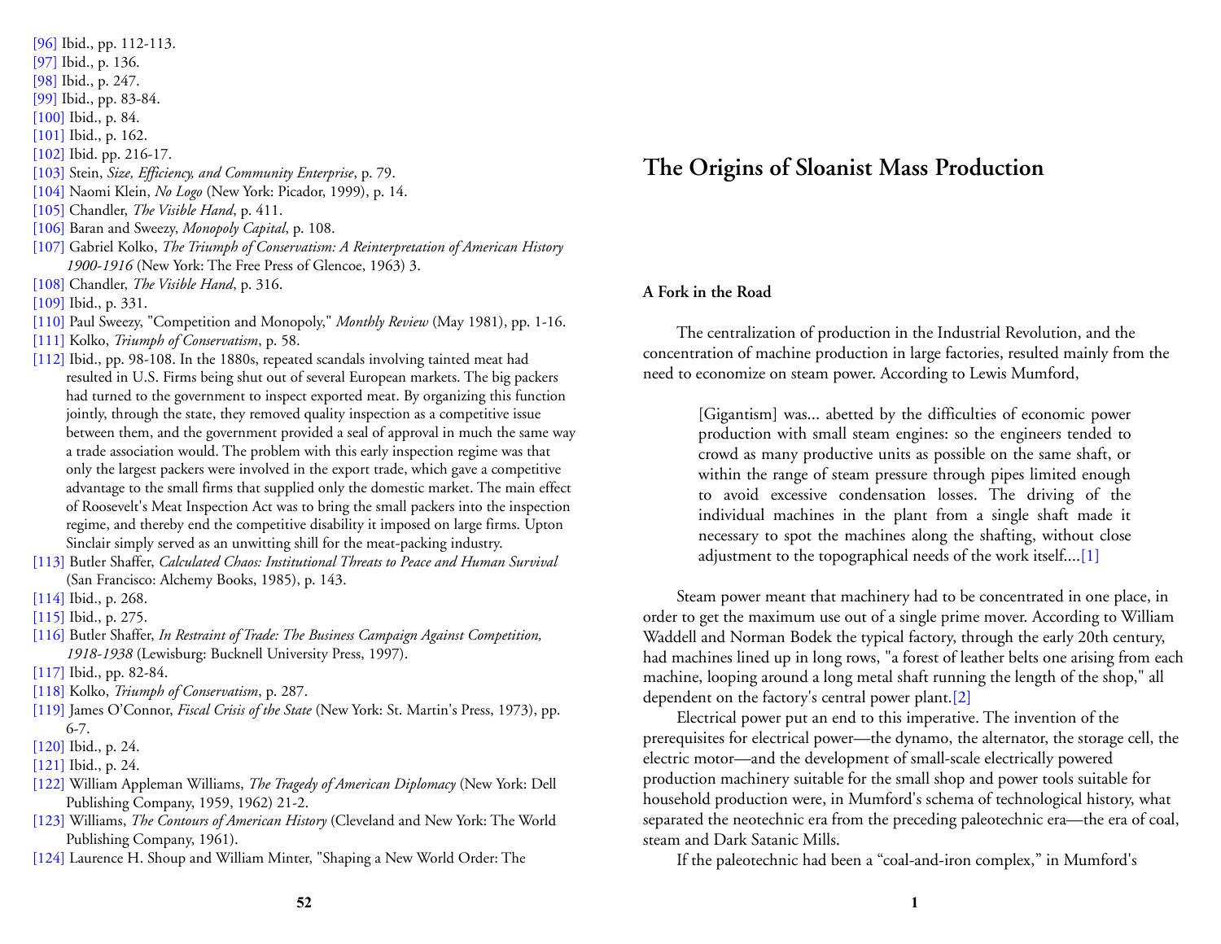[96] Ibid., pp. 112-113.
[97] Ibid., p. 136.
[98] Ibid., p. 247.
[99] Ibid., pp. 83-84.
[100] Ibid., p. 84.
[101] Ibid., p. 162.
[102] Ibid. pp. 216-17.
[103] Stein, *Size, Efficiency, and Community Enterprise*, p. 79.
[104] Naomi Klein, *No Logo* (New York: Picador, 1999), p. 14.
[105] Chandler, *The Visible Hand*, p. 411.
[106] Baran and Sweezy, *Monopoly Capital*, p. 108.
[107] Gabriel Kolko, *The Triumph of Conservatism: A Reinterpretation of American History 1900-1916* (New York: The Free Press of Glencoe, 1963) 3.
[108] Chandler, *The Visible Hand*, p. 316.
[109] Ibid., p. 331.
[110] Paul Sweezy, "Competition and Monopoly," *Monthly Review* (May 1981), pp. 1-16.
[111] Kolko, *Triumph of Conservatism*, p. 58.
[112] Ibid., pp. 98-108. In the 1880s, repeated scandals involving tainted meat had resulted in U.S. Firms being shut out of several European markets. The big packers had turned to the government to inspect exported meat. By organizing this function jointly, through the state, they removed quality inspection as a competitive issue between them, and the government provided a seal of approval in much the same way a trade association would. The problem with this early inspection regime was that only the largest packers were involved in the export trade, which gave a competitive advantage to the small firms that supplied only the domestic market. The main effect of Roosevelt's Meat Inspection Act was to bring the small packers into the inspection regime, and thereby end the competitive disability it imposed on large firms. Upton Sinclair simply served as an unwitting shill for the meat-packing industry.
[113] Butler Shaffer, *Calculated Chaos: Institutional Threats to Peace and Human Survival* (San Francisco: Alchemy Books, 1985), p. 143.
[114] Ibid., p. 268.
[115] Ibid., p. 275.
[116] Butler Shaffer, *In Restraint of Trade: The Business Campaign Against Competition, 1918-1938* (Lewisburg: Bucknell University Press, 1997).
[117] Ibid., pp. 82-84.
[118] Kolko, *Triumph of Conservatism*, p. 287.
[119] James O'Connor, *Fiscal Crisis of the State* (New York: St. Martin's Press, 1973), pp. 6-7.
[120] Ibid., p. 24.
[121] Ibid., p. 24.
[122] William Appleman Williams, *The Tragedy of American Diplomacy* (New York: Dell Publishing Company, 1959, 1962) 21-2.
[123] Williams, *The Contours of American History* (Cleveland and New York: The World Publishing Company, 1961).
[124] Laurence H. Shoup and William Minter, "Shaping a New World Order: The

# The Origins of Sloanist Mass Production

### A Fork in the Road

The centralization of production in the Industrial Revolution, and the concentration of machine production in large factories, resulted mainly from the need to economize on steam power. According to Lewis Mumford,

> [Gigantism] was... abetted by the difficulties of economic power production with small steam engines: so the engineers tended to crowd as many productive units as possible on the same shaft, or within the range of steam pressure through pipes limited enough to avoid excessive condensation losses. The driving of the individual machines in the plant from a single shaft made it necessary to spot the machines along the shafting, without close adjustment to the topographical needs of the work itself....[1]

Steam power meant that machinery had to be concentrated in one place, in order to get the maximum use out of a single prime mover. According to William Waddell and Norman Bodek the typical factory, through the early 20th century, had machines lined up in long rows, "a forest of leather belts one arising from each machine, looping around a long metal shaft running the length of the shop," all dependent on the factory's central power plant.[2]

Electrical power put an end to this imperative. The invention of the prerequisites for electrical power—the dynamo, the alternator, the storage cell, the electric motor—and the development of small-scale electrically powered production machinery suitable for the small shop and power tools suitable for household production were, in Mumford's schema of technological history, what separated the neotechnic era from the preceding paleotechnic era—the era of coal, steam and Dark Satanic Mills.

If the paleotechnic had been a "coal-and-iron complex," in Mumford's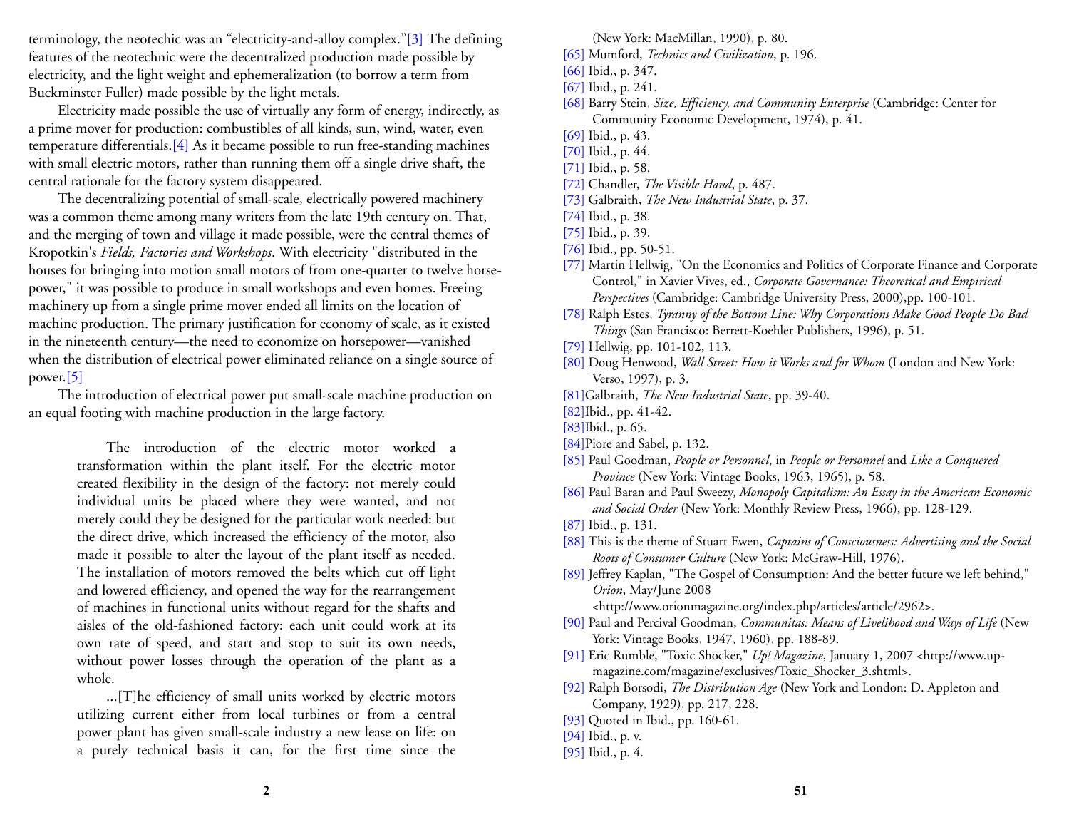terminology, the neotechic was an "electricity-and-alloy complex."[3] The defining features of the neotechnic were the decentralized production made possible by electricity, and the light weight and ephemeralization (to borrow a term from Buckminster Fuller) made possible by the light metals.

Electricity made possible the use of virtually any form of energy, indirectly, as a prime mover for production: combustibles of all kinds, sun, wind, water, even temperature differentials.[4] As it became possible to run free-standing machines with small electric motors, rather than running them off a single drive shaft, the central rationale for the factory system disappeared.

The decentralizing potential of small-scale, electrically powered machinery was a common theme among many writers from the late 19th century on. That, and the merging of town and village it made possible, were the central themes of Kropotkin's *Fields, Factories and Workshops*. With electricity "distributed in the houses for bringing into motion small motors of from one-quarter to twelve horse-power," it was possible to produce in small workshops and even homes. Freeing machinery up from a single prime mover ended all limits on the location of machine production. The primary justification for economy of scale, as it existed in the nineteenth century—the need to economize on horsepower—vanished when the distribution of electrical power eliminated reliance on a single source of power.[5]

The introduction of electrical power put small-scale machine production on an equal footing with machine production in the large factory.

> The introduction of the electric motor worked a transformation within the plant itself. For the electric motor created flexibility in the design of the factory: not merely could individual units be placed where they were wanted, and not merely could they be designed for the particular work needed: but the direct drive, which increased the efficiency of the motor, also made it possible to alter the layout of the plant itself as needed. The installation of motors removed the belts which cut off light and lowered efficiency, and opened the way for the rearrangement of machines in functional units without regard for the shafts and aisles of the old-fashioned factory: each unit could work at its own rate of speed, and start and stop to suit its own needs, without power losses through the operation of the plant as a whole.
>
> ...[T]he efficiency of small units worked by electric motors utilizing current either from local turbines or from a central power plant has given small-scale industry a new lease on life: on a purely technical basis it can, for the first time since the

(New York: MacMillan, 1990), p. 80.

[65] Mumford, *Technics and Civilization*, p. 196.

[66] Ibid., p. 347.

[67] Ibid., p. 241.

[68] Barry Stein, *Size, Efficiency, and Community Enterprise* (Cambridge: Center for Community Economic Development, 1974), p. 41.

[69] Ibid., p. 43.

[70] Ibid., p. 44.

[71] Ibid., p. 58.

[72] Chandler, *The Visible Hand*, p. 487.

[73] Galbraith, *The New Industrial State*, p. 37.

[74] Ibid., p. 38.

[75] Ibid., p. 39.

[76] Ibid., pp. 50-51.

[77] Martin Hellwig, "On the Economics and Politics of Corporate Finance and Corporate Control," in Xavier Vives, ed., *Corporate Governance: Theoretical and Empirical Perspectives* (Cambridge: Cambridge University Press, 2000),pp. 100-101.

[78] Ralph Estes, *Tyranny of the Bottom Line: Why Corporations Make Good People Do Bad Things* (San Francisco: Berrett-Koehler Publishers, 1996), p. 51.

[79] Hellwig, pp. 101-102, 113.

[80] Doug Henwood, *Wall Street: How it Works and for Whom* (London and New York: Verso, 1997), p. 3.

[81]Galbraith, *The New Industrial State*, pp. 39-40.

[82]Ibid., pp. 41-42.

[83]Ibid., p. 65.

[84]Piore and Sabel, p. 132.

[85] Paul Goodman, *People or Personnel*, in *People or Personnel* and *Like a Conquered Province* (New York: Vintage Books, 1963, 1965), p. 58.

[86] Paul Baran and Paul Sweezy, *Monopoly Capitalism: An Essay in the American Economic and Social Order* (New York: Monthly Review Press, 1966), pp. 128-129.

[87] Ibid., p. 131.

[88] This is the theme of Stuart Ewen, *Captains of Consciousness: Advertising and the Social Roots of Consumer Culture* (New York: McGraw-Hill, 1976).

[89] Jeffrey Kaplan, "The Gospel of Consumption: And the better future we left behind," *Orion*, May/June 2008 <http://www.orionmagazine.org/index.php/articles/article/2962>.

[90] Paul and Percival Goodman, *Communitas: Means of Livelihood and Ways of Life* (New York: Vintage Books, 1947, 1960), pp. 188-89.

[91] Eric Rumble, "Toxic Shocker," *Up! Magazine*, January 1, 2007 <http://www.up-magazine.com/magazine/exclusives/Toxic_Shocker_3.shtml>.

[92] Ralph Borsodi, *The Distribution Age* (New York and London: D. Appleton and Company, 1929), pp. 217, 228.

[93] Quoted in Ibid., pp. 160-61.

[94] Ibid., p. v.

[95] Ibid., p. 4.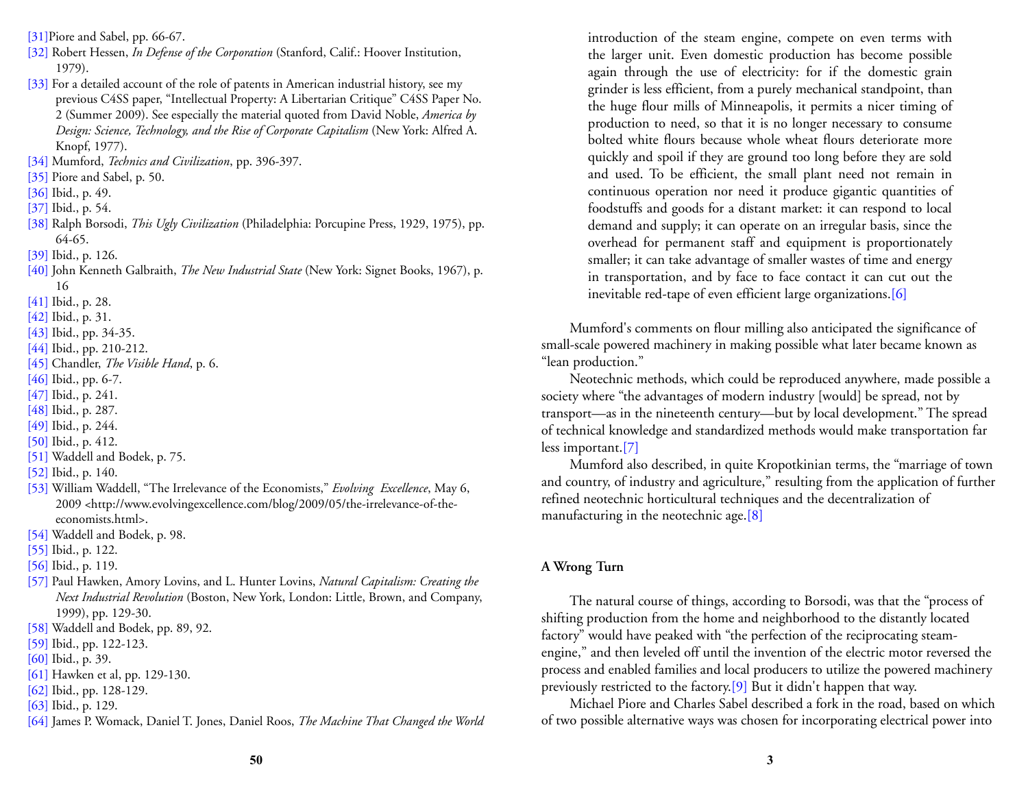[31]Piore and Sabel, pp. 66-67.

[32] Robert Hessen, *In Defense of the Corporation* (Stanford, Calif.: Hoover Institution, 1979).

[33] For a detailed account of the role of patents in American industrial history, see my previous C4SS paper, "Intellectual Property: A Libertarian Critique" C4SS Paper No. 2 (Summer 2009). See especially the material quoted from David Noble, *America by Design: Science, Technology, and the Rise of Corporate Capitalism* (New York: Alfred A. Knopf, 1977).

[34] Mumford, *Technics and Civilization*, pp. 396-397.

[35] Piore and Sabel, p. 50.

[36] Ibid., p. 49.

[37] Ibid., p. 54.

[38] Ralph Borsodi, *This Ugly Civilization* (Philadelphia: Porcupine Press, 1929, 1975), pp. 64-65.

[39] Ibid., p. 126.

[40] John Kenneth Galbraith, *The New Industrial State* (New York: Signet Books, 1967), p. 16

[41] Ibid., p. 28.

[42] Ibid., p. 31.

[43] Ibid., pp. 34-35.

[44] Ibid., pp. 210-212.

[45] Chandler, *The Visible Hand*, p. 6.

[46] Ibid., pp. 6-7.

[47] Ibid., p. 241.

[48] Ibid., p. 287.

[49] Ibid., p. 244.

[50] Ibid., p. 412.

[51] Waddell and Bodek, p. 75.

[52] Ibid., p. 140.

[53] William Waddell, "The Irrelevance of the Economists," *Evolving Excellence*, May 6, 2009 <http://www.evolvingexcellence.com/blog/2009/05/the-irrelevance-of-the-economists.html>.

[54] Waddell and Bodek, p. 98.

[55] Ibid., p. 122.

[56] Ibid., p. 119.

[57] Paul Hawken, Amory Lovins, and L. Hunter Lovins, *Natural Capitalism: Creating the Next Industrial Revolution* (Boston, New York, London: Little, Brown, and Company, 1999), pp. 129-30.

[58] Waddell and Bodek, pp. 89, 92.

[59] Ibid., pp. 122-123.

[60] Ibid., p. 39.

[61] Hawken et al, pp. 129-130.

[62] Ibid., pp. 128-129.

[63] Ibid., p. 129.

[64] James P. Womack, Daniel T. Jones, Daniel Roos, *The Machine That Changed the World*

> introduction of the steam engine, compete on even terms with the larger unit. Even domestic production has become possible again through the use of electricity: for if the domestic grain grinder is less efficient, from a purely mechanical standpoint, than the huge flour mills of Minneapolis, it permits a nicer timing of production to need, so that it is no longer necessary to consume bolted white flours because whole wheat flours deteriorate more quickly and spoil if they are ground too long before they are sold and used. To be efficient, the small plant need not remain in continuous operation nor need it produce gigantic quantities of foodstuffs and goods for a distant market: it can respond to local demand and supply; it can operate on an irregular basis, since the overhead for permanent staff and equipment is proportionately smaller; it can take advantage of smaller wastes of time and energy in transportation, and by face to face contact it can cut out the inevitable red-tape of even efficient large organizations.[6]

Mumford's comments on flour milling also anticipated the significance of small-scale powered machinery in making possible what later became known as "lean production."

Neotechnic methods, which could be reproduced anywhere, made possible a society where "the advantages of modern industry [would] be spread, not by transport—as in the nineteenth century—but by local development." The spread of technical knowledge and standardized methods would make transportation far less important.[7]

Mumford also described, in quite Kropotkinian terms, the "marriage of town and country, of industry and agriculture," resulting from the application of further refined neotechnic horticultural techniques and the decentralization of manufacturing in the neotechnic age.[8]

## A Wrong Turn

The natural course of things, according to Borsodi, was that the "process of shifting production from the home and neighborhood to the distantly located factory" would have peaked with "the perfection of the reciprocating steam-engine," and then leveled off until the invention of the electric motor reversed the process and enabled families and local producers to utilize the powered machinery previously restricted to the factory.[9] But it didn't happen that way.

Michael Piore and Charles Sabel described a fork in the road, based on which of two possible alternative ways was chosen for incorporating electrical power into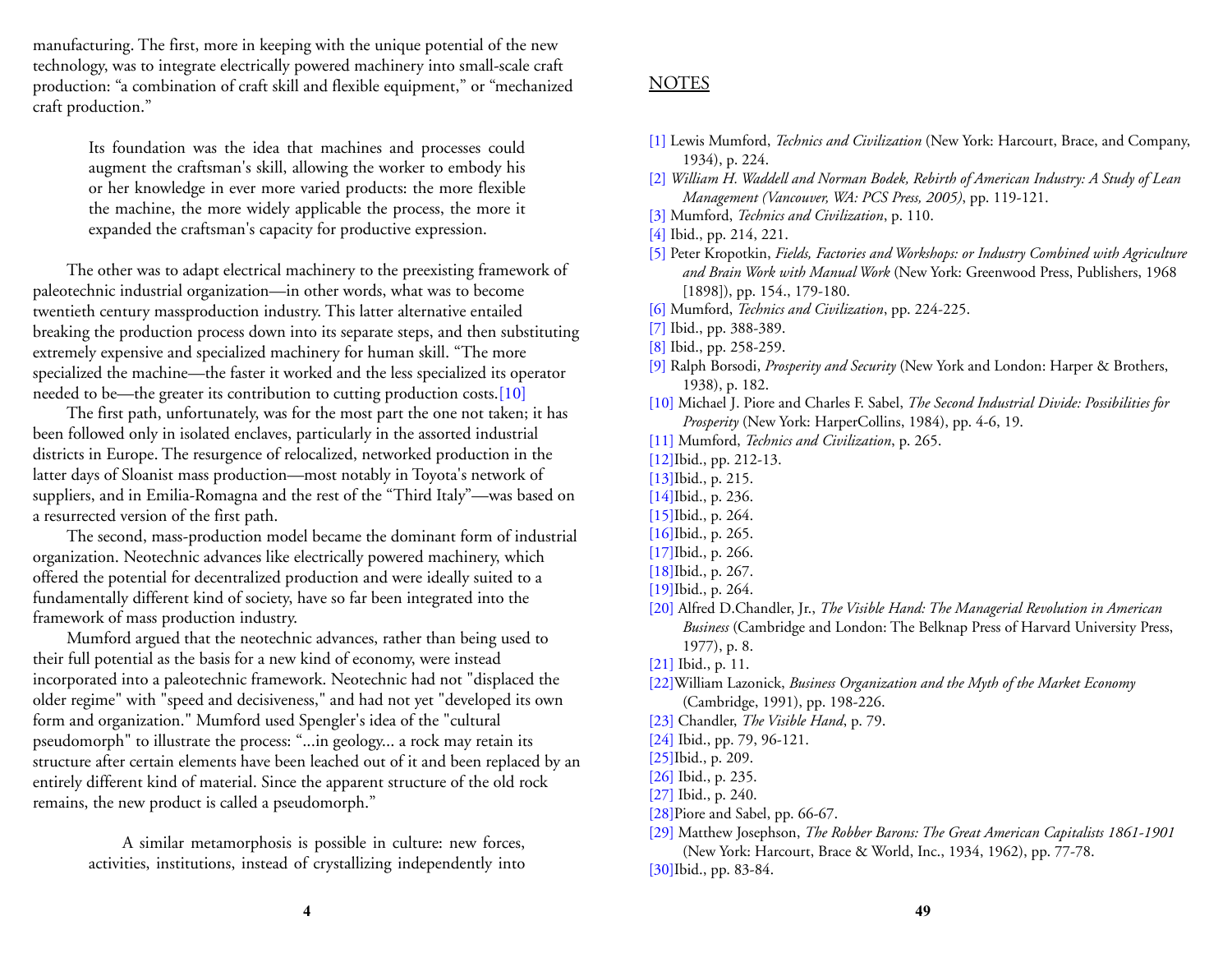manufacturing. The first, more in keeping with the unique potential of the new technology, was to integrate electrically powered machinery into small-scale craft production: "a combination of craft skill and flexible equipment," or "mechanized craft production."

> Its foundation was the idea that machines and processes could augment the craftsman's skill, allowing the worker to embody his or her knowledge in ever more varied products: the more flexible the machine, the more widely applicable the process, the more it expanded the craftsman's capacity for productive expression.

The other was to adapt electrical machinery to the preexisting framework of paleotechnic industrial organization—in other words, what was to become twentieth century massproduction industry. This latter alternative entailed breaking the production process down into its separate steps, and then substituting extremely expensive and specialized machinery for human skill. "The more specialized the machine—the faster it worked and the less specialized its operator needed to be—the greater its contribution to cutting production costs.[10]

The first path, unfortunately, was for the most part the one not taken; it has been followed only in isolated enclaves, particularly in the assorted industrial districts in Europe. The resurgence of relocalized, networked production in the latter days of Sloanist mass production—most notably in Toyota's network of suppliers, and in Emilia-Romagna and the rest of the "Third Italy"—was based on a resurrected version of the first path.

The second, mass-production model became the dominant form of industrial organization. Neotechnic advances like electrically powered machinery, which offered the potential for decentralized production and were ideally suited to a fundamentally different kind of society, have so far been integrated into the framework of mass production industry.

Mumford argued that the neotechnic advances, rather than being used to their full potential as the basis for a new kind of economy, were instead incorporated into a paleotechnic framework. Neotechnic had not "displaced the older regime" with "speed and decisiveness," and had not yet "developed its own form and organization." Mumford used Spengler's idea of the "cultural pseudomorph" to illustrate the process: "...in geology... a rock may retain its structure after certain elements have been leached out of it and been replaced by an entirely different kind of material. Since the apparent structure of the old rock remains, the new product is called a pseudomorph."

> A similar metamorphosis is possible in culture: new forces, activities, institutions, instead of crystallizing independently into

## NOTES

[1] Lewis Mumford, *Technics and Civilization* (New York: Harcourt, Brace, and Company, 1934), p. 224.

[2] *William H. Waddell and Norman Bodek, Rebirth of American Industry: A Study of Lean Management (Vancouver, WA: PCS Press, 2005)*, pp. 119-121.

[3] Mumford, *Technics and Civilization*, p. 110.

[4] Ibid., pp. 214, 221.

[5] Peter Kropotkin, *Fields, Factories and Workshops: or Industry Combined with Agriculture and Brain Work with Manual Work* (New York: Greenwood Press, Publishers, 1968 [1898]), pp. 154., 179-180.

[6] Mumford, *Technics and Civilization*, pp. 224-225.

[7] Ibid., pp. 388-389.

[8] Ibid., pp. 258-259.

[9] Ralph Borsodi, *Prosperity and Security* (New York and London: Harper & Brothers, 1938), p. 182.

[10] Michael J. Piore and Charles F. Sabel, *The Second Industrial Divide: Possibilities for Prosperity* (New York: HarperCollins, 1984), pp. 4-6, 19.

[11] Mumford, *Technics and Civilization*, p. 265.

[12]Ibid., pp. 212-13.

[13]Ibid., p. 215.

[14]Ibid., p. 236.

[15]Ibid., p. 264.

[16]Ibid., p. 265.

[17]Ibid., p. 266.

[18]Ibid., p. 267.

[19]Ibid., p. 264.

[20] Alfred D.Chandler, Jr., *The Visible Hand: The Managerial Revolution in American Business* (Cambridge and London: The Belknap Press of Harvard University Press, 1977), p. 8.

[21] Ibid., p. 11.

[22]William Lazonick, *Business Organization and the Myth of the Market Economy* (Cambridge, 1991), pp. 198-226.

[23] Chandler, *The Visible Hand*, p. 79.

[24] Ibid., pp. 79, 96-121.

[25]Ibid., p. 209.

[26] Ibid., p. 235.

[27] Ibid., p. 240.

[28]Piore and Sabel, pp. 66-67.

[29] Matthew Josephson, *The Robber Barons: The Great American Capitalists 1861-1901* (New York: Harcourt, Brace & World, Inc., 1934, 1962), pp. 77-78.

[30]Ibid., pp. 83-84.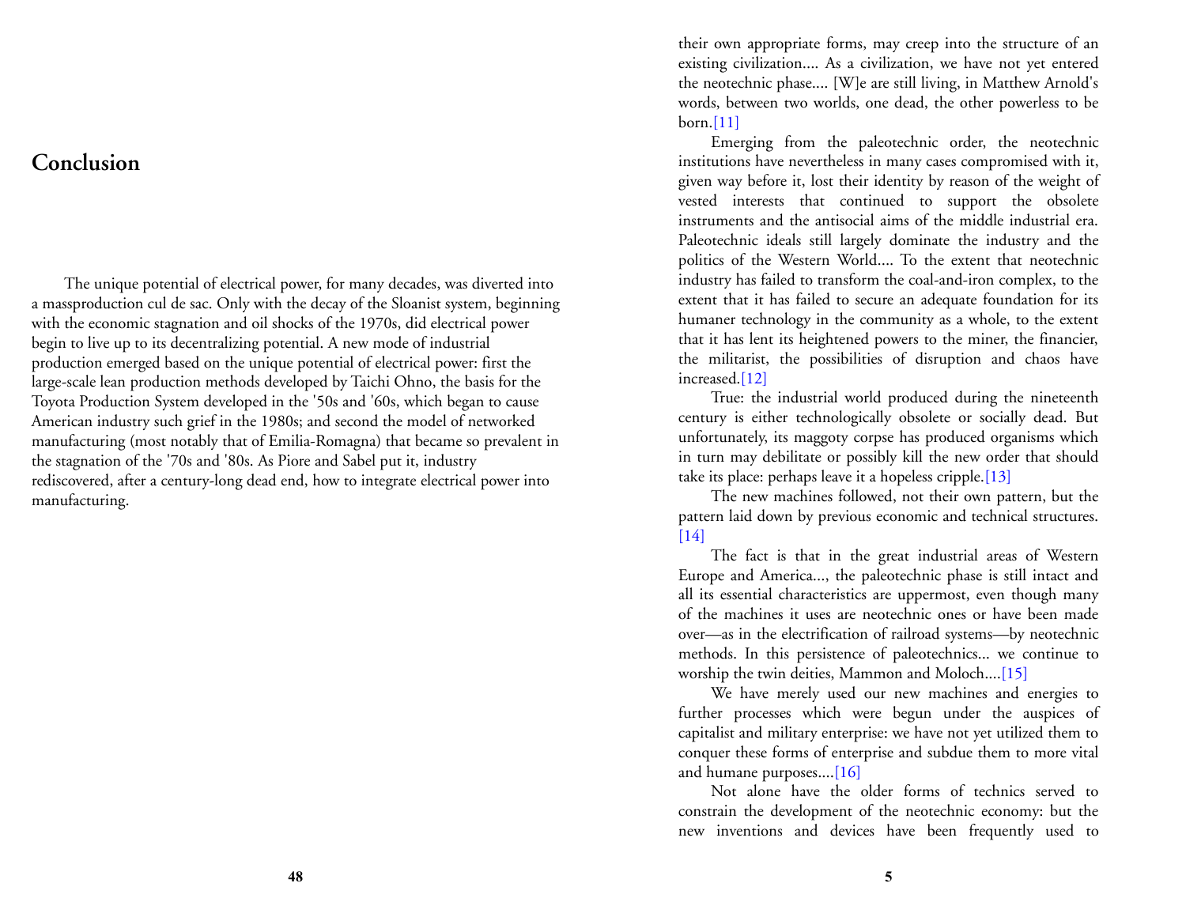## Conclusion

The unique potential of electrical power, for many decades, was diverted into a massproduction cul de sac. Only with the decay of the Sloanist system, beginning with the economic stagnation and oil shocks of the 1970s, did electrical power begin to live up to its decentralizing potential. A new mode of industrial production emerged based on the unique potential of electrical power: first the large-scale lean production methods developed by Taichi Ohno, the basis for the Toyota Production System developed in the '50s and '60s, which began to cause American industry such grief in the 1980s; and second the model of networked manufacturing (most notably that of Emilia-Romagna) that became so prevalent in the stagnation of the '70s and '80s. As Piore and Sabel put it, industry rediscovered, after a century-long dead end, how to integrate electrical power into manufacturing.

their own appropriate forms, may creep into the structure of an existing civilization.... As a civilization, we have not yet entered the neotechnic phase.... [W]e are still living, in Matthew Arnold's words, between two worlds, one dead, the other powerless to be born.[11]

Emerging from the paleotechnic order, the neotechnic institutions have nevertheless in many cases compromised with it, given way before it, lost their identity by reason of the weight of vested interests that continued to support the obsolete instruments and the antisocial aims of the middle industrial era. Paleotechnic ideals still largely dominate the industry and the politics of the Western World.... To the extent that neotechnic industry has failed to transform the coal-and-iron complex, to the extent that it has failed to secure an adequate foundation for its humaner technology in the community as a whole, to the extent that it has lent its heightened powers to the miner, the financier, the militarist, the possibilities of disruption and chaos have increased.[12]

True: the industrial world produced during the nineteenth century is either technologically obsolete or socially dead. But unfortunately, its maggoty corpse has produced organisms which in turn may debilitate or possibly kill the new order that should take its place: perhaps leave it a hopeless cripple.[13]

The new machines followed, not their own pattern, but the pattern laid down by previous economic and technical structures.[14]

The fact is that in the great industrial areas of Western Europe and America..., the paleotechnic phase is still intact and all its essential characteristics are uppermost, even though many of the machines it uses are neotechnic ones or have been made over—as in the electrification of railroad systems—by neotechnic methods. In this persistence of paleotechnics... we continue to worship the twin deities, Mammon and Moloch....[15]

We have merely used our new machines and energies to further processes which were begun under the auspices of capitalist and military enterprise: we have not yet utilized them to conquer these forms of enterprise and subdue them to more vital and humane purposes....[16]

Not alone have the older forms of technics served to constrain the development of the neotechnic economy: but the new inventions and devices have been frequently used to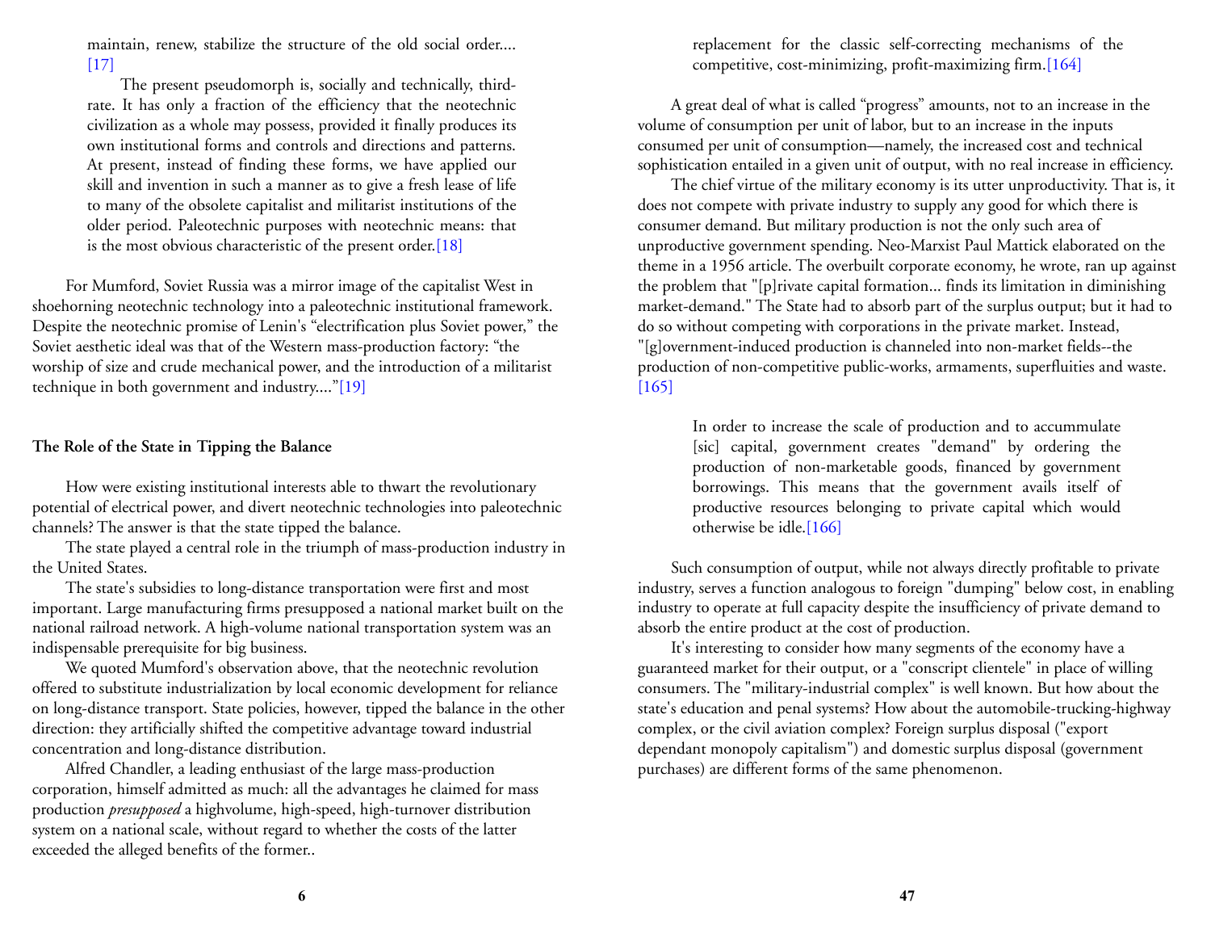maintain, renew, stabilize the structure of the old social order.... [17]

> The present pseudomorph is, socially and technically, third-rate. It has only a fraction of the efficiency that the neotechnic civilization as a whole may possess, provided it finally produces its own institutional forms and controls and directions and patterns. At present, instead of finding these forms, we have applied our skill and invention in such a manner as to give a fresh lease of life to many of the obsolete capitalist and militarist institutions of the older period. Paleotechnic purposes with neotechnic means: that is the most obvious characteristic of the present order.[18]

For Mumford, Soviet Russia was a mirror image of the capitalist West in shoehorning neotechnic technology into a paleotechnic institutional framework. Despite the neotechnic promise of Lenin's "electrification plus Soviet power," the Soviet aesthetic ideal was that of the Western mass-production factory: "the worship of size and crude mechanical power, and the introduction of a militarist technique in both government and industry...."[19]

**The Role of the State in Tipping the Balance**

How were existing institutional interests able to thwart the revolutionary potential of electrical power, and divert neotechnic technologies into paleotechnic channels? The answer is that the state tipped the balance.

The state played a central role in the triumph of mass-production industry in the United States.

The state's subsidies to long-distance transportation were first and most important. Large manufacturing firms presupposed a national market built on the national railroad network. A high-volume national transportation system was an indispensable prerequisite for big business.

We quoted Mumford's observation above, that the neotechnic revolution offered to substitute industrialization by local economic development for reliance on long-distance transport. State policies, however, tipped the balance in the other direction: they artificially shifted the competitive advantage toward industrial concentration and long-distance distribution.

Alfred Chandler, a leading enthusiast of the large mass-production corporation, himself admitted as much: all the advantages he claimed for mass production *presupposed* a highvolume, high-speed, high-turnover distribution system on a national scale, without regard to whether the costs of the latter exceeded the alleged benefits of the former..

> replacement for the classic self-correcting mechanisms of the competitive, cost-minimizing, profit-maximizing firm.[164]

A great deal of what is called "progress" amounts, not to an increase in the volume of consumption per unit of labor, but to an increase in the inputs consumed per unit of consumption—namely, the increased cost and technical sophistication entailed in a given unit of output, with no real increase in efficiency.

The chief virtue of the military economy is its utter unproductivity. That is, it does not compete with private industry to supply any good for which there is consumer demand. But military production is not the only such area of unproductive government spending. Neo-Marxist Paul Mattick elaborated on the theme in a 1956 article. The overbuilt corporate economy, he wrote, ran up against the problem that "[p]rivate capital formation... finds its limitation in diminishing market-demand." The State had to absorb part of the surplus output; but it had to do so without competing with corporations in the private market. Instead, "[g]overnment-induced production is channeled into non-market fields--the production of non-competitive public-works, armaments, superfluities and waste. [165]

> In order to increase the scale of production and to accummulate [sic] capital, government creates "demand" by ordering the production of non-marketable goods, financed by government borrowings. This means that the government avails itself of productive resources belonging to private capital which would otherwise be idle.[166]

Such consumption of output, while not always directly profitable to private industry, serves a function analogous to foreign "dumping" below cost, in enabling industry to operate at full capacity despite the insufficiency of private demand to absorb the entire product at the cost of production.

It's interesting to consider how many segments of the economy have a guaranteed market for their output, or a "conscript clientele" in place of willing consumers. The "military-industrial complex" is well known. But how about the state's education and penal systems? How about the automobile-trucking-highway complex, or the civil aviation complex? Foreign surplus disposal ("export dependant monopoly capitalism") and domestic surplus disposal (government purchases) are different forms of the same phenomenon.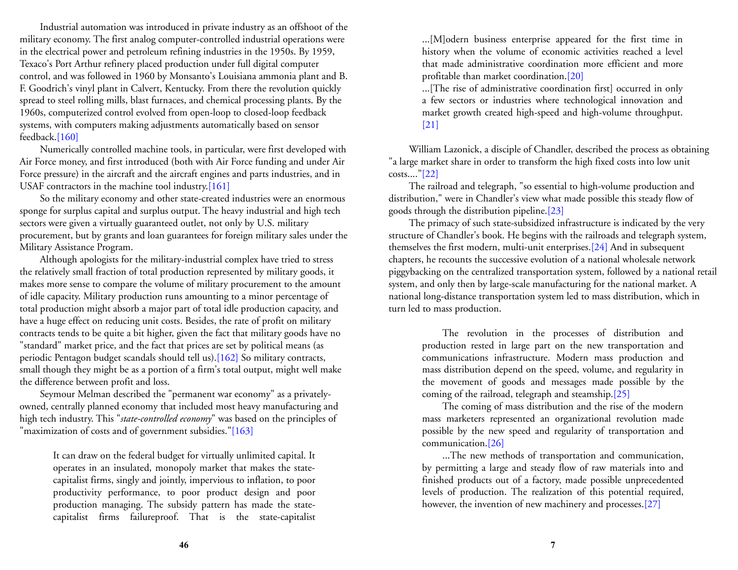Industrial automation was introduced in private industry as an offshoot of the military economy. The first analog computer-controlled industrial operations were in the electrical power and petroleum refining industries in the 1950s. By 1959, Texaco's Port Arthur refinery placed production under full digital computer control, and was followed in 1960 by Monsanto's Louisiana ammonia plant and B. F. Goodrich's vinyl plant in Calvert, Kentucky. From there the revolution quickly spread to steel rolling mills, blast furnaces, and chemical processing plants. By the 1960s, computerized control evolved from open-loop to closed-loop feedback systems, with computers making adjustments automatically based on sensor feedback.[160]

Numerically controlled machine tools, in particular, were first developed with Air Force money, and first introduced (both with Air Force funding and under Air Force pressure) in the aircraft and the aircraft engines and parts industries, and in USAF contractors in the machine tool industry.[161]

So the military economy and other state-created industries were an enormous sponge for surplus capital and surplus output. The heavy industrial and high tech sectors were given a virtually guaranteed outlet, not only by U.S. military procurement, but by grants and loan guarantees for foreign military sales under the Military Assistance Program.

Although apologists for the military-industrial complex have tried to stress the relatively small fraction of total production represented by military goods, it makes more sense to compare the volume of military procurement to the amount of idle capacity. Military production runs amounting to a minor percentage of total production might absorb a major part of total idle production capacity, and have a huge effect on reducing unit costs. Besides, the rate of profit on military contracts tends to be quite a bit higher, given the fact that military goods have no "standard" market price, and the fact that prices are set by political means (as periodic Pentagon budget scandals should tell us).[162] So military contracts, small though they might be as a portion of a firm's total output, might well make the difference between profit and loss.

Seymour Melman described the "permanent war economy" as a privately-owned, centrally planned economy that included most heavy manufacturing and high tech industry. This "*state-controlled economy*" was based on the principles of "maximization of costs and of government subsidies."[163]

> It can draw on the federal budget for virtually unlimited capital. It operates in an insulated, monopoly market that makes the state-capitalist firms, singly and jointly, impervious to inflation, to poor productivity performance, to poor product design and poor production managing. The subsidy pattern has made the state-capitalist firms failureproof. That is the state-capitalist

> ...[M]odern business enterprise appeared for the first time in history when the volume of economic activities reached a level that made administrative coordination more efficient and more profitable than market coordination.[20]
>
> ...[The rise of administrative coordination first] occurred in only a few sectors or industries where technological innovation and market growth created high-speed and high-volume throughput.[21]

William Lazonick, a disciple of Chandler, described the process as obtaining "a large market share in order to transform the high fixed costs into low unit costs...."[22]

The railroad and telegraph, "so essential to high-volume production and distribution," were in Chandler's view what made possible this steady flow of goods through the distribution pipeline.[23]

The primacy of such state-subsidized infrastructure is indicated by the very structure of Chandler's book. He begins with the railroads and telegraph system, themselves the first modern, multi-unit enterprises.[24] And in subsequent chapters, he recounts the successive evolution of a national wholesale network piggybacking on the centralized transportation system, followed by a national retail system, and only then by large-scale manufacturing for the national market. A national long-distance transportation system led to mass distribution, which in turn led to mass production.

> The revolution in the processes of distribution and production rested in large part on the new transportation and communications infrastructure. Modern mass production and mass distribution depend on the speed, volume, and regularity in the movement of goods and messages made possible by the coming of the railroad, telegraph and steamship.[25]
>
> The coming of mass distribution and the rise of the modern mass marketers represented an organizational revolution made possible by the new speed and regularity of transportation and communication.[26]
>
> ...The new methods of transportation and communication, by permitting a large and steady flow of raw materials into and finished products out of a factory, made possible unprecedented levels of production. The realization of this potential required, however, the invention of new machinery and processes.[27]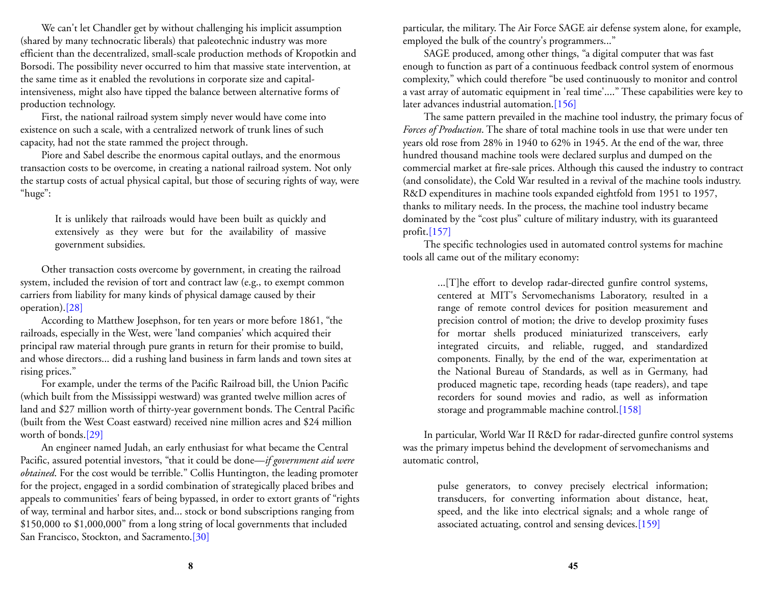We can't let Chandler get by without challenging his implicit assumption (shared by many technocratic liberals) that paleotechnic industry was more efficient than the decentralized, small-scale production methods of Kropotkin and Borsodi. The possibility never occurred to him that massive state intervention, at the same time as it enabled the revolutions in corporate size and capital-intensiveness, might also have tipped the balance between alternative forms of production technology.

First, the national railroad system simply never would have come into existence on such a scale, with a centralized network of trunk lines of such capacity, had not the state rammed the project through.

Piore and Sabel describe the enormous capital outlays, and the enormous transaction costs to be overcome, in creating a national railroad system. Not only the startup costs of actual physical capital, but those of securing rights of way, were "huge":

> It is unlikely that railroads would have been built as quickly and extensively as they were but for the availability of massive government subsidies.

Other transaction costs overcome by government, in creating the railroad system, included the revision of tort and contract law (e.g., to exempt common carriers from liability for many kinds of physical damage caused by their operation).[28]

According to Matthew Josephson, for ten years or more before 1861, "the railroads, especially in the West, were 'land companies' which acquired their principal raw material through pure grants in return for their promise to build, and whose directors... did a rushing land business in farm lands and town sites at rising prices."

For example, under the terms of the Pacific Railroad bill, the Union Pacific (which built from the Mississippi westward) was granted twelve million acres of land and $27 million worth of thirty-year government bonds. The Central Pacific (built from the West Coast eastward) received nine million acres and $24 million worth of bonds.[29]

An engineer named Judah, an early enthusiast for what became the Central Pacific, assured potential investors, "that it could be done—*if government aid were obtained*. For the cost would be terrible." Collis Huntington, the leading promoter for the project, engaged in a sordid combination of strategically placed bribes and appeals to communities' fears of being bypassed, in order to extort grants of "rights of way, terminal and harbor sites, and... stock or bond subscriptions ranging from $150,000 to $1,000,000" from a long string of local governments that included San Francisco, Stockton, and Sacramento.[30]

particular, the military. The Air Force SAGE air defense system alone, for example, employed the bulk of the country's programmers..."

SAGE produced, among other things, "a digital computer that was fast enough to function as part of a continuous feedback control system of enormous complexity," which could therefore "be used continuously to monitor and control a vast array of automatic equipment in 'real time'...." These capabilities were key to later advances industrial automation.[156]

The same pattern prevailed in the machine tool industry, the primary focus of *Forces of Production*. The share of total machine tools in use that were under ten years old rose from 28% in 1940 to 62% in 1945. At the end of the war, three hundred thousand machine tools were declared surplus and dumped on the commercial market at fire-sale prices. Although this caused the industry to contract (and consolidate), the Cold War resulted in a revival of the machine tools industry. R&D expenditures in machine tools expanded eightfold from 1951 to 1957, thanks to military needs. In the process, the machine tool industry became dominated by the "cost plus" culture of military industry, with its guaranteed profit.[157]

The specific technologies used in automated control systems for machine tools all came out of the military economy:

> ...[T]he effort to develop radar-directed gunfire control systems, centered at MIT's Servomechanisms Laboratory, resulted in a range of remote control devices for position measurement and precision control of motion; the drive to develop proximity fuses for mortar shells produced miniaturized transceivers, early integrated circuits, and reliable, rugged, and standardized components. Finally, by the end of the war, experimentation at the National Bureau of Standards, as well as in Germany, had produced magnetic tape, recording heads (tape readers), and tape recorders for sound movies and radio, as well as information storage and programmable machine control.[158]

In particular, World War II R&D for radar-directed gunfire control systems was the primary impetus behind the development of servomechanisms and automatic control,

> pulse generators, to convey precisely electrical information; transducers, for converting information about distance, heat, speed, and the like into electrical signals; and a whole range of associated actuating, control and sensing devices.[159]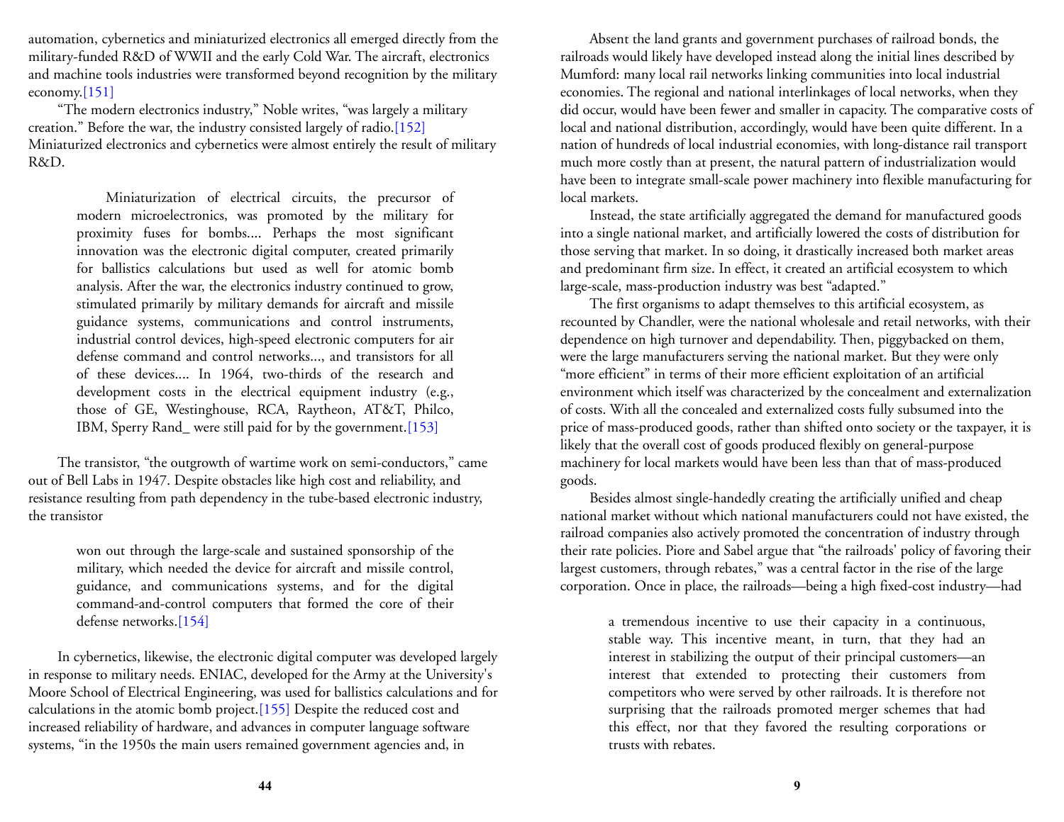automation, cybernetics and miniaturized electronics all emerged directly from the military-funded R&D of WWII and the early Cold War. The aircraft, electronics and machine tools industries were transformed beyond recognition by the military economy.[151]

"The modern electronics industry," Noble writes, "was largely a military creation." Before the war, the industry consisted largely of radio.[152] Miniaturized electronics and cybernetics were almost entirely the result of military R&D.

> Miniaturization of electrical circuits, the precursor of modern microelectronics, was promoted by the military for proximity fuses for bombs.... Perhaps the most significant innovation was the electronic digital computer, created primarily for ballistics calculations but used as well for atomic bomb analysis. After the war, the electronics industry continued to grow, stimulated primarily by military demands for aircraft and missile guidance systems, communications and control instruments, industrial control devices, high-speed electronic computers for air defense command and control networks..., and transistors for all of these devices.... In 1964, two-thirds of the research and development costs in the electrical equipment industry (e.g., those of GE, Westinghouse, RCA, Raytheon, AT&T, Philco, IBM, Sperry Rand_ were still paid for by the government.[153]

The transistor, "the outgrowth of wartime work on semi-conductors," came out of Bell Labs in 1947. Despite obstacles like high cost and reliability, and resistance resulting from path dependency in the tube-based electronic industry, the transistor

> won out through the large-scale and sustained sponsorship of the military, which needed the device for aircraft and missile control, guidance, and communications systems, and for the digital command-and-control computers that formed the core of their defense networks.[154]

In cybernetics, likewise, the electronic digital computer was developed largely in response to military needs. ENIAC, developed for the Army at the University's Moore School of Electrical Engineering, was used for ballistics calculations and for calculations in the atomic bomb project.[155] Despite the reduced cost and increased reliability of hardware, and advances in computer language software systems, "in the 1950s the main users remained government agencies and, in

Absent the land grants and government purchases of railroad bonds, the railroads would likely have developed instead along the initial lines described by Mumford: many local rail networks linking communities into local industrial economies. The regional and national interlinkages of local networks, when they did occur, would have been fewer and smaller in capacity. The comparative costs of local and national distribution, accordingly, would have been quite different. In a nation of hundreds of local industrial economies, with long-distance rail transport much more costly than at present, the natural pattern of industrialization would have been to integrate small-scale power machinery into flexible manufacturing for local markets.

Instead, the state artificially aggregated the demand for manufactured goods into a single national market, and artificially lowered the costs of distribution for those serving that market. In so doing, it drastically increased both market areas and predominant firm size. In effect, it created an artificial ecosystem to which large-scale, mass-production industry was best "adapted."

The first organisms to adapt themselves to this artificial ecosystem, as recounted by Chandler, were the national wholesale and retail networks, with their dependence on high turnover and dependability. Then, piggybacked on them, were the large manufacturers serving the national market. But they were only "more efficient" in terms of their more efficient exploitation of an artificial environment which itself was characterized by the concealment and externalization of costs. With all the concealed and externalized costs fully subsumed into the price of mass-produced goods, rather than shifted onto society or the taxpayer, it is likely that the overall cost of goods produced flexibly on general-purpose machinery for local markets would have been less than that of mass-produced goods.

Besides almost single-handedly creating the artificially unified and cheap national market without which national manufacturers could not have existed, the railroad companies also actively promoted the concentration of industry through their rate policies. Piore and Sabel argue that "the railroads' policy of favoring their largest customers, through rebates," was a central factor in the rise of the large corporation. Once in place, the railroads—being a high fixed-cost industry—had

> a tremendous incentive to use their capacity in a continuous, stable way. This incentive meant, in turn, that they had an interest in stabilizing the output of their principal customers—an interest that extended to protecting their customers from competitors who were served by other railroads. It is therefore not surprising that the railroads promoted merger schemes that had this effect, nor that they favored the resulting corporations or trusts with rebates.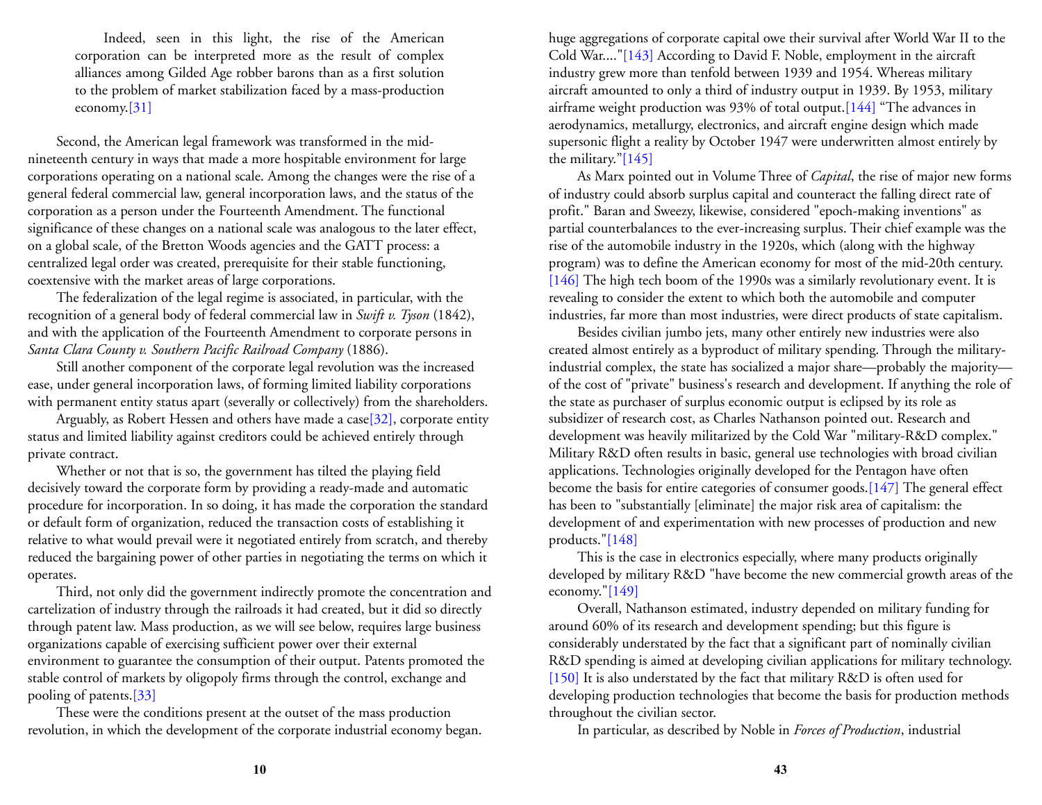> Indeed, seen in this light, the rise of the American corporation can be interpreted more as the result of complex alliances among Gilded Age robber barons than as a first solution to the problem of market stabilization faced by a mass-production economy.[31]

Second, the American legal framework was transformed in the mid-nineteenth century in ways that made a more hospitable environment for large corporations operating on a national scale. Among the changes were the rise of a general federal commercial law, general incorporation laws, and the status of the corporation as a person under the Fourteenth Amendment. The functional significance of these changes on a national scale was analogous to the later effect, on a global scale, of the Bretton Woods agencies and the GATT process: a centralized legal order was created, prerequisite for their stable functioning, coextensive with the market areas of large corporations.

The federalization of the legal regime is associated, in particular, with the recognition of a general body of federal commercial law in *Swift v. Tyson* (1842), and with the application of the Fourteenth Amendment to corporate persons in *Santa Clara County v. Southern Pacific Railroad Company* (1886).

Still another component of the corporate legal revolution was the increased ease, under general incorporation laws, of forming limited liability corporations with permanent entity status apart (severally or collectively) from the shareholders.

Arguably, as Robert Hessen and others have made a case[32], corporate entity status and limited liability against creditors could be achieved entirely through private contract.

Whether or not that is so, the government has tilted the playing field decisively toward the corporate form by providing a ready-made and automatic procedure for incorporation. In so doing, it has made the corporation the standard or default form of organization, reduced the transaction costs of establishing it relative to what would prevail were it negotiated entirely from scratch, and thereby reduced the bargaining power of other parties in negotiating the terms on which it operates.

Third, not only did the government indirectly promote the concentration and cartelization of industry through the railroads it had created, but it did so directly through patent law. Mass production, as we will see below, requires large business organizations capable of exercising sufficient power over their external environment to guarantee the consumption of their output. Patents promoted the stable control of markets by oligopoly firms through the control, exchange and pooling of patents.[33]

These were the conditions present at the outset of the mass production revolution, in which the development of the corporate industrial economy began.

huge aggregations of corporate capital owe their survival after World War II to the Cold War...."[143] According to David F. Noble, employment in the aircraft industry grew more than tenfold between 1939 and 1954. Whereas military aircraft amounted to only a third of industry output in 1939. By 1953, military airframe weight production was 93% of total output.[144] "The advances in aerodynamics, metallurgy, electronics, and aircraft engine design which made supersonic flight a reality by October 1947 were underwritten almost entirely by the military."[145]

As Marx pointed out in Volume Three of *Capital*, the rise of major new forms of industry could absorb surplus capital and counteract the falling direct rate of profit." Baran and Sweezy, likewise, considered "epoch-making inventions" as partial counterbalances to the ever-increasing surplus. Their chief example was the rise of the automobile industry in the 1920s, which (along with the highway program) was to define the American economy for most of the mid-20th century. [146] The high tech boom of the 1990s was a similarly revolutionary event. It is revealing to consider the extent to which both the automobile and computer industries, far more than most industries, were direct products of state capitalism.

Besides civilian jumbo jets, many other entirely new industries were also created almost entirely as a byproduct of military spending. Through the military-industrial complex, the state has socialized a major share—probably the majority—of the cost of "private" business's research and development. If anything the role of the state as purchaser of surplus economic output is eclipsed by its role as subsidizer of research cost, as Charles Nathanson pointed out. Research and development was heavily militarized by the Cold War "military-R&D complex." Military R&D often results in basic, general use technologies with broad civilian applications. Technologies originally developed for the Pentagon have often become the basis for entire categories of consumer goods.[147] The general effect has been to "substantially [eliminate] the major risk area of capitalism: the development of and experimentation with new processes of production and new products."[148]

This is the case in electronics especially, where many products originally developed by military R&D "have become the new commercial growth areas of the economy."[149]

Overall, Nathanson estimated, industry depended on military funding for around 60% of its research and development spending; but this figure is considerably understated by the fact that a significant part of nominally civilian R&D spending is aimed at developing civilian applications for military technology. [150] It is also understated by the fact that military R&D is often used for developing production technologies that become the basis for production methods throughout the civilian sector.

In particular, as described by Noble in *Forces of Production*, industrial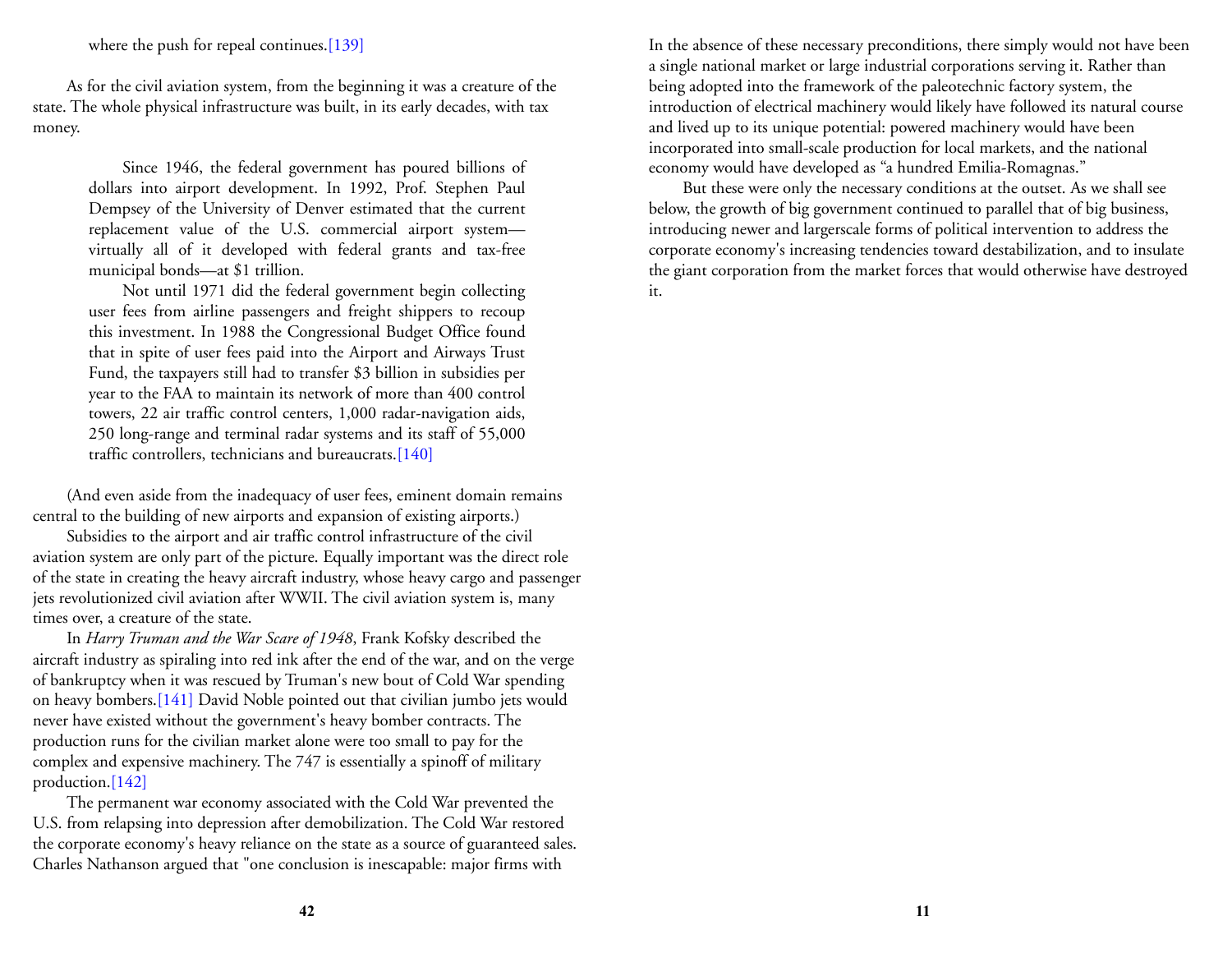where the push for repeal continues.[139]

As for the civil aviation system, from the beginning it was a creature of the state. The whole physical infrastructure was built, in its early decades, with tax money.

> Since 1946, the federal government has poured billions of dollars into airport development. In 1992, Prof. Stephen Paul Dempsey of the University of Denver estimated that the current replacement value of the U.S. commercial airport system—virtually all of it developed with federal grants and tax-free municipal bonds—at $1 trillion.
>
> Not until 1971 did the federal government begin collecting user fees from airline passengers and freight shippers to recoup this investment. In 1988 the Congressional Budget Office found that in spite of user fees paid into the Airport and Airways Trust Fund, the taxpayers still had to transfer $3 billion in subsidies per year to the FAA to maintain its network of more than 400 control towers, 22 air traffic control centers, 1,000 radar-navigation aids, 250 long-range and terminal radar systems and its staff of 55,000 traffic controllers, technicians and bureaucrats.[140]

(And even aside from the inadequacy of user fees, eminent domain remains central to the building of new airports and expansion of existing airports.)

Subsidies to the airport and air traffic control infrastructure of the civil aviation system are only part of the picture. Equally important was the direct role of the state in creating the heavy aircraft industry, whose heavy cargo and passenger jets revolutionized civil aviation after WWII. The civil aviation system is, many times over, a creature of the state.

In *Harry Truman and the War Scare of 1948*, Frank Kofsky described the aircraft industry as spiraling into red ink after the end of the war, and on the verge of bankruptcy when it was rescued by Truman's new bout of Cold War spending on heavy bombers.[141] David Noble pointed out that civilian jumbo jets would never have existed without the government's heavy bomber contracts. The production runs for the civilian market alone were too small to pay for the complex and expensive machinery. The 747 is essentially a spinoff of military production.[142]

The permanent war economy associated with the Cold War prevented the U.S. from relapsing into depression after demobilization. The Cold War restored the corporate economy's heavy reliance on the state as a source of guaranteed sales. Charles Nathanson argued that "one conclusion is inescapable: major firms with

In the absence of these necessary preconditions, there simply would not have been a single national market or large industrial corporations serving it. Rather than being adopted into the framework of the paleotechnic factory system, the introduction of electrical machinery would likely have followed its natural course and lived up to its unique potential: powered machinery would have been incorporated into small-scale production for local markets, and the national economy would have developed as "a hundred Emilia-Romagnas."

But these were only the necessary conditions at the outset. As we shall see below, the growth of big government continued to parallel that of big business, introducing newer and largerscale forms of political intervention to address the corporate economy's increasing tendencies toward destabilization, and to insulate the giant corporation from the market forces that would otherwise have destroyed it.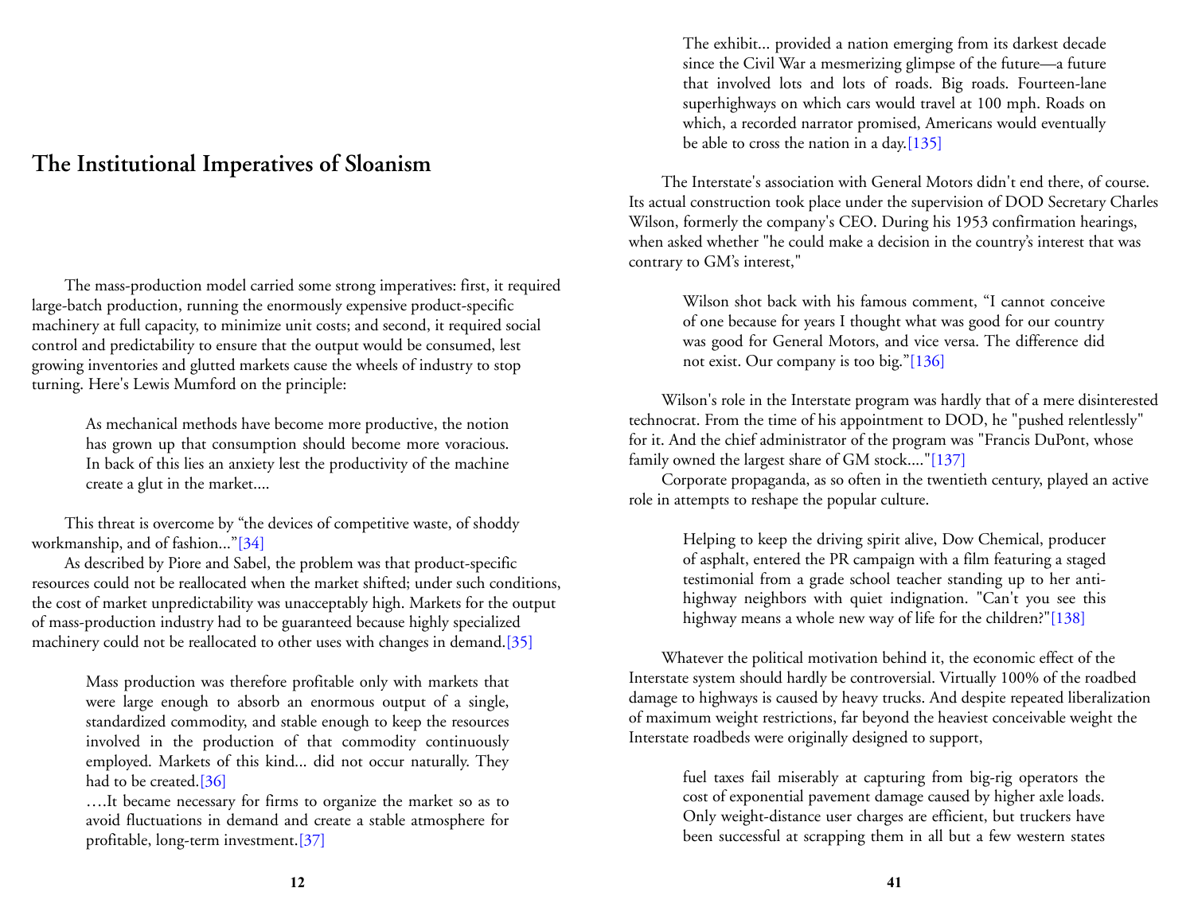## The Institutional Imperatives of Sloanism

The mass-production model carried some strong imperatives: first, it required large-batch production, running the enormously expensive product-specific machinery at full capacity, to minimize unit costs; and second, it required social control and predictability to ensure that the output would be consumed, lest growing inventories and glutted markets cause the wheels of industry to stop turning. Here's Lewis Mumford on the principle:

> As mechanical methods have become more productive, the notion has grown up that consumption should become more voracious. In back of this lies an anxiety lest the productivity of the machine create a glut in the market....

This threat is overcome by "the devices of competitive waste, of shoddy workmanship, and of fashion..."[34]

As described by Piore and Sabel, the problem was that product-specific resources could not be reallocated when the market shifted; under such conditions, the cost of market unpredictability was unacceptably high. Markets for the output of mass-production industry had to be guaranteed because highly specialized machinery could not be reallocated to other uses with changes in demand.[35]

> Mass production was therefore profitable only with markets that were large enough to absorb an enormous output of a single, standardized commodity, and stable enough to keep the resources involved in the production of that commodity continuously employed. Markets of this kind... did not occur naturally. They had to be created.[36]
>
> ....It became necessary for firms to organize the market so as to avoid fluctuations in demand and create a stable atmosphere for profitable, long-term investment.[37]

> The exhibit... provided a nation emerging from its darkest decade since the Civil War a mesmerizing glimpse of the future—a future that involved lots and lots of roads. Big roads. Fourteen-lane superhighways on which cars would travel at 100 mph. Roads on which, a recorded narrator promised, Americans would eventually be able to cross the nation in a day.[135]

The Interstate's association with General Motors didn't end there, of course. Its actual construction took place under the supervision of DOD Secretary Charles Wilson, formerly the company's CEO. During his 1953 confirmation hearings, when asked whether "he could make a decision in the country's interest that was contrary to GM's interest,"

> Wilson shot back with his famous comment, "I cannot conceive of one because for years I thought what was good for our country was good for General Motors, and vice versa. The difference did not exist. Our company is too big."[136]

Wilson's role in the Interstate program was hardly that of a mere disinterested technocrat. From the time of his appointment to DOD, he "pushed relentlessly" for it. And the chief administrator of the program was "Francis DuPont, whose family owned the largest share of GM stock...."[137]

Corporate propaganda, as so often in the twentieth century, played an active role in attempts to reshape the popular culture.

> Helping to keep the driving spirit alive, Dow Chemical, producer of asphalt, entered the PR campaign with a film featuring a staged testimonial from a grade school teacher standing up to her anti-highway neighbors with quiet indignation. "Can't you see this highway means a whole new way of life for the children?"[138]

Whatever the political motivation behind it, the economic effect of the Interstate system should hardly be controversial. Virtually 100% of the roadbed damage to highways is caused by heavy trucks. And despite repeated liberalization of maximum weight restrictions, far beyond the heaviest conceivable weight the Interstate roadbeds were originally designed to support,

> fuel taxes fail miserably at capturing from big-rig operators the cost of exponential pavement damage caused by higher axle loads. Only weight-distance user charges are efficient, but truckers have been successful at scrapping them in all but a few western states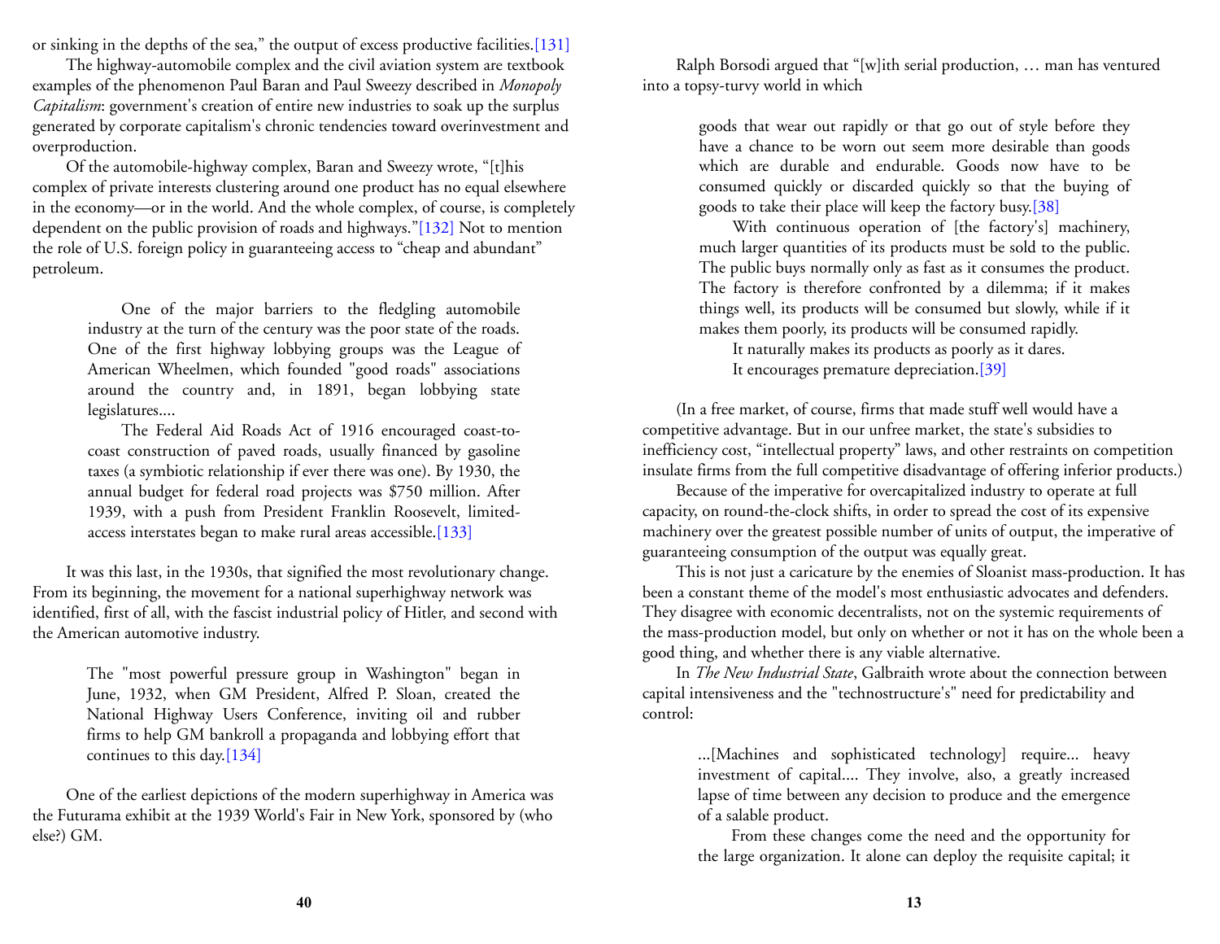or sinking in the depths of the sea," the output of excess productive facilities.[131]

The highway-automobile complex and the civil aviation system are textbook examples of the phenomenon Paul Baran and Paul Sweezy described in *Monopoly Capitalism*: government's creation of entire new industries to soak up the surplus generated by corporate capitalism's chronic tendencies toward overinvestment and overproduction.

Of the automobile-highway complex, Baran and Sweezy wrote, "[t]his complex of private interests clustering around one product has no equal elsewhere in the economy—or in the world. And the whole complex, of course, is completely dependent on the public provision of roads and highways."[132] Not to mention the role of U.S. foreign policy in guaranteeing access to "cheap and abundant" petroleum.

> One of the major barriers to the fledgling automobile industry at the turn of the century was the poor state of the roads. One of the first highway lobbying groups was the League of American Wheelmen, which founded "good roads" associations around the country and, in 1891, began lobbying state legislatures....
>
> The Federal Aid Roads Act of 1916 encouraged coast-to-coast construction of paved roads, usually financed by gasoline taxes (a symbiotic relationship if ever there was one). By 1930, the annual budget for federal road projects was $750 million. After 1939, with a push from President Franklin Roosevelt, limited-access interstates began to make rural areas accessible.[133]

It was this last, in the 1930s, that signified the most revolutionary change. From its beginning, the movement for a national superhighway network was identified, first of all, with the fascist industrial policy of Hitler, and second with the American automotive industry.

> The "most powerful pressure group in Washington" began in June, 1932, when GM President, Alfred P. Sloan, created the National Highway Users Conference, inviting oil and rubber firms to help GM bankroll a propaganda and lobbying effort that continues to this day.[134]

One of the earliest depictions of the modern superhighway in America was the Futurama exhibit at the 1939 World's Fair in New York, sponsored by (who else?) GM.

Ralph Borsodi argued that "[w]ith serial production, … man has ventured into a topsy-turvy world in which

> goods that wear out rapidly or that go out of style before they have a chance to be worn out seem more desirable than goods which are durable and endurable. Goods now have to be consumed quickly or discarded quickly so that the buying of goods to take their place will keep the factory busy.[38]
>
> With continuous operation of [the factory's] machinery, much larger quantities of its products must be sold to the public. The public buys normally only as fast as it consumes the product. The factory is therefore confronted by a dilemma; if it makes things well, its products will be consumed but slowly, while if it makes them poorly, its products will be consumed rapidly.
>
> It naturally makes its products as poorly as it dares.
>
> It encourages premature depreciation.[39]

(In a free market, of course, firms that made stuff well would have a competitive advantage. But in our unfree market, the state's subsidies to inefficiency cost, "intellectual property" laws, and other restraints on competition insulate firms from the full competitive disadvantage of offering inferior products.)

Because of the imperative for overcapitalized industry to operate at full capacity, on round-the-clock shifts, in order to spread the cost of its expensive machinery over the greatest possible number of units of output, the imperative of guaranteeing consumption of the output was equally great.

This is not just a caricature by the enemies of Sloanist mass-production. It has been a constant theme of the model's most enthusiastic advocates and defenders. They disagree with economic decentralists, not on the systemic requirements of the mass-production model, but only on whether or not it has on the whole been a good thing, and whether there is any viable alternative.

In *The New Industrial State*, Galbraith wrote about the connection between capital intensiveness and the "technostructure's" need for predictability and control:

> ...[Machines and sophisticated technology] require... heavy investment of capital.... They involve, also, a greatly increased lapse of time between any decision to produce and the emergence of a salable product.
>
> From these changes come the need and the opportunity for the large organization. It alone can deploy the requisite capital; it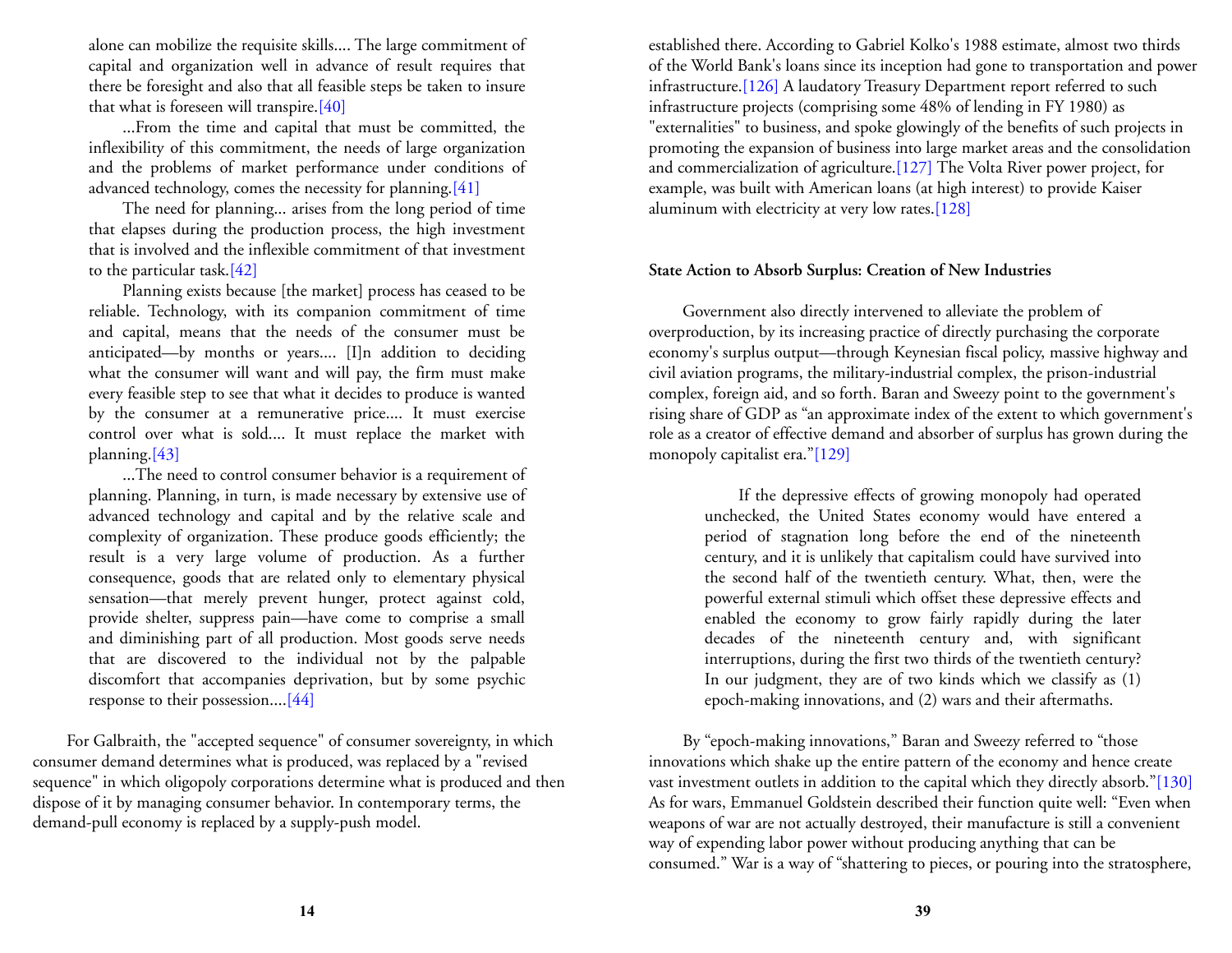alone can mobilize the requisite skills.... The large commitment of capital and organization well in advance of result requires that there be foresight and also that all feasible steps be taken to insure that what is foreseen will transpire.[40]

> ...From the time and capital that must be committed, the inflexibility of this commitment, the needs of large organization and the problems of market performance under conditions of advanced technology, comes the necessity for planning.[41]
>
> The need for planning... arises from the long period of time that elapses during the production process, the high investment that is involved and the inflexible commitment of that investment to the particular task.[42]
>
> Planning exists because [the market] process has ceased to be reliable. Technology, with its companion commitment of time and capital, means that the needs of the consumer must be anticipated—by months or years.... [I]n addition to deciding what the consumer will want and will pay, the firm must make every feasible step to see that what it decides to produce is wanted by the consumer at a remunerative price.... It must exercise control over what is sold.... It must replace the market with planning.[43]
>
> ...The need to control consumer behavior is a requirement of planning. Planning, in turn, is made necessary by extensive use of advanced technology and capital and by the relative scale and complexity of organization. These produce goods efficiently; the result is a very large volume of production. As a further consequence, goods that are related only to elementary physical sensation—that merely prevent hunger, protect against cold, provide shelter, suppress pain—have come to comprise a small and diminishing part of all production. Most goods serve needs that are discovered to the individual not by the palpable discomfort that accompanies deprivation, but by some psychic response to their possession....[44]

For Galbraith, the "accepted sequence" of consumer sovereignty, in which consumer demand determines what is produced, was replaced by a "revised sequence" in which oligopoly corporations determine what is produced and then dispose of it by managing consumer behavior. In contemporary terms, the demand-pull economy is replaced by a supply-push model.

established there. According to Gabriel Kolko's 1988 estimate, almost two thirds of the World Bank's loans since its inception had gone to transportation and power infrastructure.[126] A laudatory Treasury Department report referred to such infrastructure projects (comprising some 48% of lending in FY 1980) as "externalities" to business, and spoke glowingly of the benefits of such projects in promoting the expansion of business into large market areas and the consolidation and commercialization of agriculture.[127] The Volta River power project, for example, was built with American loans (at high interest) to provide Kaiser aluminum with electricity at very low rates.[128]

#### State Action to Absorb Surplus: Creation of New Industries

Government also directly intervened to alleviate the problem of overproduction, by its increasing practice of directly purchasing the corporate economy's surplus output—through Keynesian fiscal policy, massive highway and civil aviation programs, the military-industrial complex, the prison-industrial complex, foreign aid, and so forth. Baran and Sweezy point to the government's rising share of GDP as "an approximate index of the extent to which government's role as a creator of effective demand and absorber of surplus has grown during the monopoly capitalist era."[129]

> If the depressive effects of growing monopoly had operated unchecked, the United States economy would have entered a period of stagnation long before the end of the nineteenth century, and it is unlikely that capitalism could have survived into the second half of the twentieth century. What, then, were the powerful external stimuli which offset these depressive effects and enabled the economy to grow fairly rapidly during the later decades of the nineteenth century and, with significant interruptions, during the first two thirds of the twentieth century? In our judgment, they are of two kinds which we classify as (1) epoch-making innovations, and (2) wars and their aftermaths.

By "epoch-making innovations," Baran and Sweezy referred to "those innovations which shake up the entire pattern of the economy and hence create vast investment outlets in addition to the capital which they directly absorb."[130] As for wars, Emmanuel Goldstein described their function quite well: "Even when weapons of war are not actually destroyed, their manufacture is still a convenient way of expending labor power without producing anything that can be consumed." War is a way of "shattering to pieces, or pouring into the stratosphere,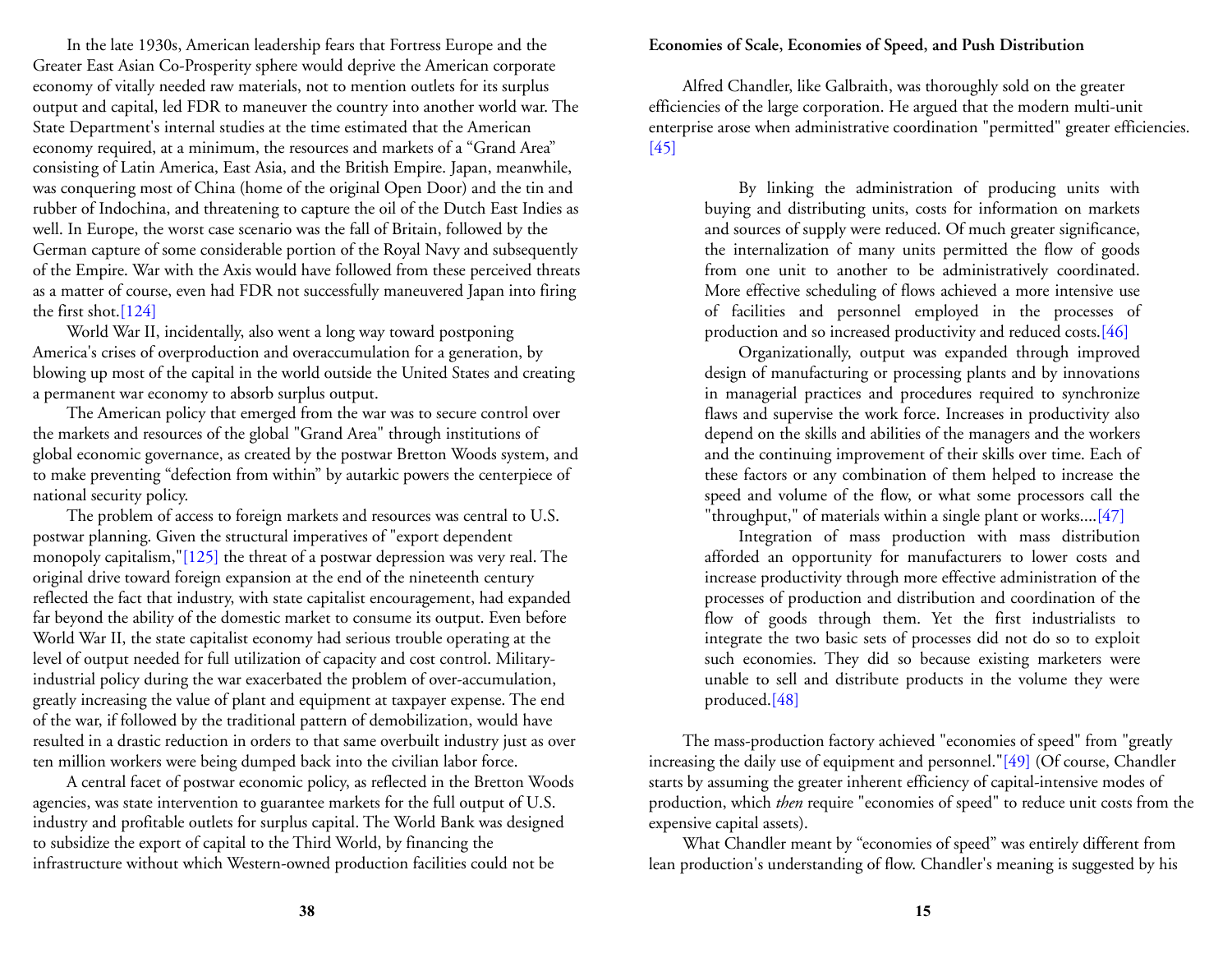In the late 1930s, American leadership fears that Fortress Europe and the Greater East Asian Co-Prosperity sphere would deprive the American corporate economy of vitally needed raw materials, not to mention outlets for its surplus output and capital, led FDR to maneuver the country into another world war. The State Department's internal studies at the time estimated that the American economy required, at a minimum, the resources and markets of a "Grand Area" consisting of Latin America, East Asia, and the British Empire. Japan, meanwhile, was conquering most of China (home of the original Open Door) and the tin and rubber of Indochina, and threatening to capture the oil of the Dutch East Indies as well. In Europe, the worst case scenario was the fall of Britain, followed by the German capture of some considerable portion of the Royal Navy and subsequently of the Empire. War with the Axis would have followed from these perceived threats as a matter of course, even had FDR not successfully maneuvered Japan into firing the first shot.[124]

World War II, incidentally, also went a long way toward postponing America's crises of overproduction and overaccumulation for a generation, by blowing up most of the capital in the world outside the United States and creating a permanent war economy to absorb surplus output.

The American policy that emerged from the war was to secure control over the markets and resources of the global "Grand Area" through institutions of global economic governance, as created by the postwar Bretton Woods system, and to make preventing "defection from within" by autarkic powers the centerpiece of national security policy.

The problem of access to foreign markets and resources was central to U.S. postwar planning. Given the structural imperatives of "export dependent monopoly capitalism,"[125] the threat of a postwar depression was very real. The original drive toward foreign expansion at the end of the nineteenth century reflected the fact that industry, with state capitalist encouragement, had expanded far beyond the ability of the domestic market to consume its output. Even before World War II, the state capitalist economy had serious trouble operating at the level of output needed for full utilization of capacity and cost control. Military-industrial policy during the war exacerbated the problem of over-accumulation, greatly increasing the value of plant and equipment at taxpayer expense. The end of the war, if followed by the traditional pattern of demobilization, would have resulted in a drastic reduction in orders to that same overbuilt industry just as over ten million workers were being dumped back into the civilian labor force.

A central facet of postwar economic policy, as reflected in the Bretton Woods agencies, was state intervention to guarantee markets for the full output of U.S. industry and profitable outlets for surplus capital. The World Bank was designed to subsidize the export of capital to the Third World, by financing the infrastructure without which Western-owned production facilities could not be

**Economies of Scale, Economies of Speed, and Push Distribution**

Alfred Chandler, like Galbraith, was thoroughly sold on the greater efficiencies of the large corporation. He argued that the modern multi-unit enterprise arose when administrative coordination "permitted" greater efficiencies.[45]

> By linking the administration of producing units with buying and distributing units, costs for information on markets and sources of supply were reduced. Of much greater significance, the internalization of many units permitted the flow of goods from one unit to another to be administratively coordinated. More effective scheduling of flows achieved a more intensive use of facilities and personnel employed in the processes of production and so increased productivity and reduced costs.[46]
>
> Organizationally, output was expanded through improved design of manufacturing or processing plants and by innovations in managerial practices and procedures required to synchronize flaws and supervise the work force. Increases in productivity also depend on the skills and abilities of the managers and the workers and the continuing improvement of their skills over time. Each of these factors or any combination of them helped to increase the speed and volume of the flow, or what some processors call the "throughput," of materials within a single plant or works....[47]
>
> Integration of mass production with mass distribution afforded an opportunity for manufacturers to lower costs and increase productivity through more effective administration of the processes of production and distribution and coordination of the flow of goods through them. Yet the first industrialists to integrate the two basic sets of processes did not do so to exploit such economies. They did so because existing marketers were unable to sell and distribute products in the volume they were produced.[48]

The mass-production factory achieved "economies of speed" from "greatly increasing the daily use of equipment and personnel."[49] (Of course, Chandler starts by assuming the greater inherent efficiency of capital-intensive modes of production, which *then* require "economies of speed" to reduce unit costs from the expensive capital assets).

What Chandler meant by "economies of speed" was entirely different from lean production's understanding of flow. Chandler's meaning is suggested by his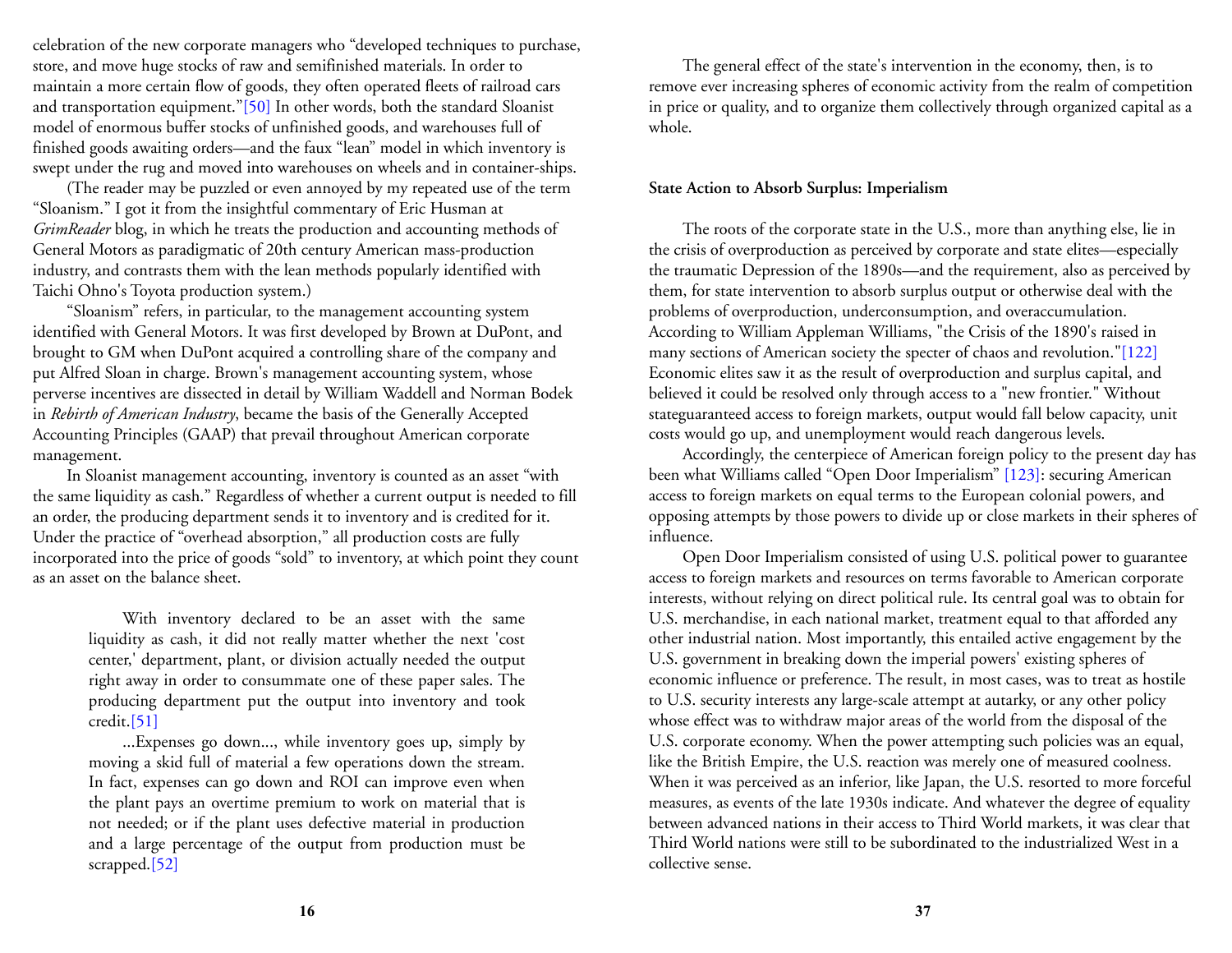celebration of the new corporate managers who "developed techniques to purchase, store, and move huge stocks of raw and semifinished materials. In order to maintain a more certain flow of goods, they often operated fleets of railroad cars and transportation equipment."[50] In other words, both the standard Sloanist model of enormous buffer stocks of unfinished goods, and warehouses full of finished goods awaiting orders—and the faux "lean" model in which inventory is swept under the rug and moved into warehouses on wheels and in container-ships.

(The reader may be puzzled or even annoyed by my repeated use of the term "Sloanism." I got it from the insightful commentary of Eric Husman at *GrimReader* blog, in which he treats the production and accounting methods of General Motors as paradigmatic of 20th century American mass-production industry, and contrasts them with the lean methods popularly identified with Taichi Ohno's Toyota production system.)

"Sloanism" refers, in particular, to the management accounting system identified with General Motors. It was first developed by Brown at DuPont, and brought to GM when DuPont acquired a controlling share of the company and put Alfred Sloan in charge. Brown's management accounting system, whose perverse incentives are dissected in detail by William Waddell and Norman Bodek in *Rebirth of American Industry*, became the basis of the Generally Accepted Accounting Principles (GAAP) that prevail throughout American corporate management.

In Sloanist management accounting, inventory is counted as an asset "with the same liquidity as cash." Regardless of whether a current output is needed to fill an order, the producing department sends it to inventory and is credited for it. Under the practice of "overhead absorption," all production costs are fully incorporated into the price of goods "sold" to inventory, at which point they count as an asset on the balance sheet.

> With inventory declared to be an asset with the same liquidity as cash, it did not really matter whether the next 'cost center,' department, plant, or division actually needed the output right away in order to consummate one of these paper sales. The producing department put the output into inventory and took credit.[51]
>
> ...Expenses go down..., while inventory goes up, simply by moving a skid full of material a few operations down the stream. In fact, expenses can go down and ROI can improve even when the plant pays an overtime premium to work on material that is not needed; or if the plant uses defective material in production and a large percentage of the output from production must be scrapped.[52]

The general effect of the state's intervention in the economy, then, is to remove ever increasing spheres of economic activity from the realm of competition in price or quality, and to organize them collectively through organized capital as a whole.

**State Action to Absorb Surplus: Imperialism**

The roots of the corporate state in the U.S., more than anything else, lie in the crisis of overproduction as perceived by corporate and state elites—especially the traumatic Depression of the 1890s—and the requirement, also as perceived by them, for state intervention to absorb surplus output or otherwise deal with the problems of overproduction, underconsumption, and overaccumulation. According to William Appleman Williams, "the Crisis of the 1890's raised in many sections of American society the specter of chaos and revolution."[122] Economic elites saw it as the result of overproduction and surplus capital, and believed it could be resolved only through access to a "new frontier." Without stateguaranteed access to foreign markets, output would fall below capacity, unit costs would go up, and unemployment would reach dangerous levels.

Accordingly, the centerpiece of American foreign policy to the present day has been what Williams called "Open Door Imperialism" [123]: securing American access to foreign markets on equal terms to the European colonial powers, and opposing attempts by those powers to divide up or close markets in their spheres of influence.

Open Door Imperialism consisted of using U.S. political power to guarantee access to foreign markets and resources on terms favorable to American corporate interests, without relying on direct political rule. Its central goal was to obtain for U.S. merchandise, in each national market, treatment equal to that afforded any other industrial nation. Most importantly, this entailed active engagement by the U.S. government in breaking down the imperial powers' existing spheres of economic influence or preference. The result, in most cases, was to treat as hostile to U.S. security interests any large-scale attempt at autarky, or any other policy whose effect was to withdraw major areas of the world from the disposal of the U.S. corporate economy. When the power attempting such policies was an equal, like the British Empire, the U.S. reaction was merely one of measured coolness. When it was perceived as an inferior, like Japan, the U.S. resorted to more forceful measures, as events of the late 1930s indicate. And whatever the degree of equality between advanced nations in their access to Third World markets, it was clear that Third World nations were still to be subordinated to the industrialized West in a collective sense.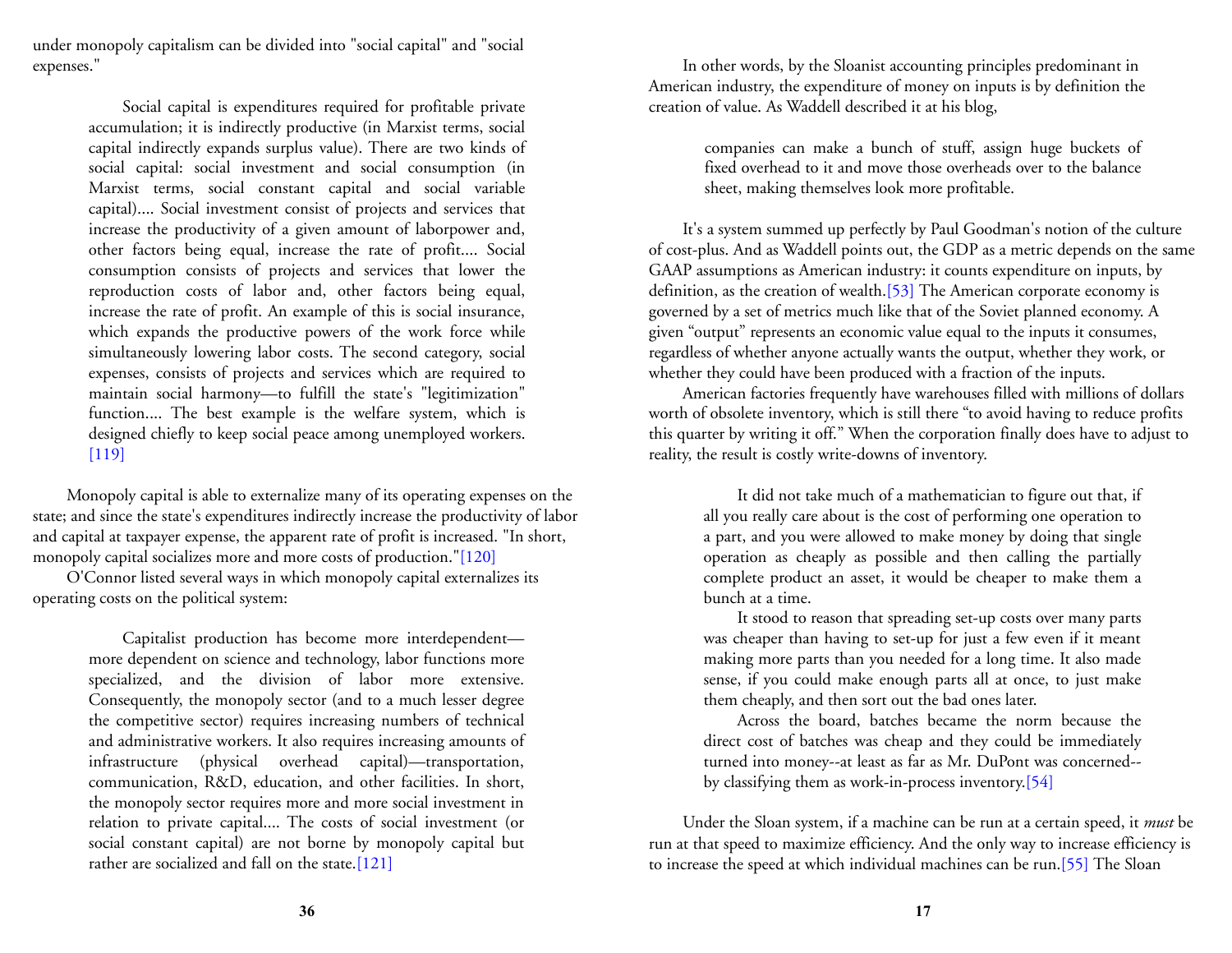under monopoly capitalism can be divided into "social capital" and "social expenses."

> Social capital is expenditures required for profitable private accumulation; it is indirectly productive (in Marxist terms, social capital indirectly expands surplus value). There are two kinds of social capital: social investment and social consumption (in Marxist terms, social constant capital and social variable capital).... Social investment consist of projects and services that increase the productivity of a given amount of laborpower and, other factors being equal, increase the rate of profit.... Social consumption consists of projects and services that lower the reproduction costs of labor and, other factors being equal, increase the rate of profit. An example of this is social insurance, which expands the productive powers of the work force while simultaneously lowering labor costs. The second category, social expenses, consists of projects and services which are required to maintain social harmony—to fulfill the state's "legitimization" function.... The best example is the welfare system, which is designed chiefly to keep social peace among unemployed workers. [119]

Monopoly capital is able to externalize many of its operating expenses on the state; and since the state's expenditures indirectly increase the productivity of labor and capital at taxpayer expense, the apparent rate of profit is increased. "In short, monopoly capital socializes more and more costs of production."[120]

O'Connor listed several ways in which monopoly capital externalizes its operating costs on the political system:

> Capitalist production has become more interdependent—more dependent on science and technology, labor functions more specialized, and the division of labor more extensive. Consequently, the monopoly sector (and to a much lesser degree the competitive sector) requires increasing numbers of technical and administrative workers. It also requires increasing amounts of infrastructure (physical overhead capital)—transportation, communication, R&D, education, and other facilities. In short, the monopoly sector requires more and more social investment in relation to private capital.... The costs of social investment (or social constant capital) are not borne by monopoly capital but rather are socialized and fall on the state.[121]

In other words, by the Sloanist accounting principles predominant in American industry, the expenditure of money on inputs is by definition the creation of value. As Waddell described it at his blog,

> companies can make a bunch of stuff, assign huge buckets of fixed overhead to it and move those overheads over to the balance sheet, making themselves look more profitable.

It's a system summed up perfectly by Paul Goodman's notion of the culture of cost-plus. And as Waddell points out, the GDP as a metric depends on the same GAAP assumptions as American industry: it counts expenditure on inputs, by definition, as the creation of wealth.[53] The American corporate economy is governed by a set of metrics much like that of the Soviet planned economy. A given "output" represents an economic value equal to the inputs it consumes, regardless of whether anyone actually wants the output, whether they work, or whether they could have been produced with a fraction of the inputs.

American factories frequently have warehouses filled with millions of dollars worth of obsolete inventory, which is still there "to avoid having to reduce profits this quarter by writing it off." When the corporation finally does have to adjust to reality, the result is costly write-downs of inventory.

> It did not take much of a mathematician to figure out that, if all you really care about is the cost of performing one operation to a part, and you were allowed to make money by doing that single operation as cheaply as possible and then calling the partially complete product an asset, it would be cheaper to make them a bunch at a time.
>
> It stood to reason that spreading set-up costs over many parts was cheaper than having to set-up for just a few even if it meant making more parts than you needed for a long time. It also made sense, if you could make enough parts all at once, to just make them cheaply, and then sort out the bad ones later.
>
> Across the board, batches became the norm because the direct cost of batches was cheap and they could be immediately turned into money--at least as far as Mr. DuPont was concerned--by classifying them as work-in-process inventory.[54]

Under the Sloan system, if a machine can be run at a certain speed, it *must* be run at that speed to maximize efficiency. And the only way to increase efficiency is to increase the speed at which individual machines can be run.[55] The Sloan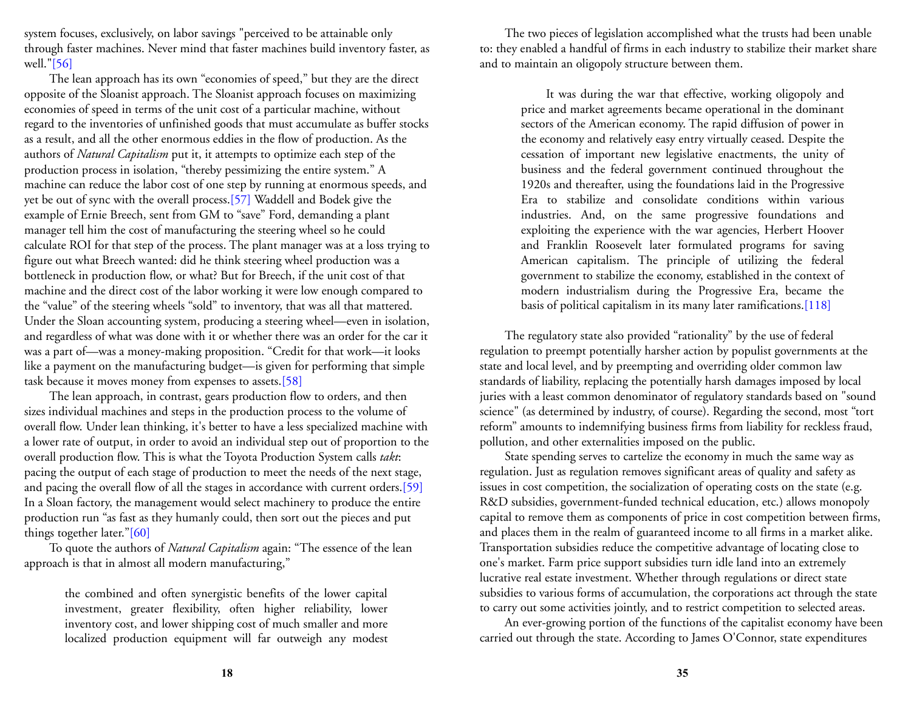system focuses, exclusively, on labor savings "perceived to be attainable only through faster machines. Never mind that faster machines build inventory faster, as well."[56]

The lean approach has its own "economies of speed," but they are the direct opposite of the Sloanist approach. The Sloanist approach focuses on maximizing economies of speed in terms of the unit cost of a particular machine, without regard to the inventories of unfinished goods that must accumulate as buffer stocks as a result, and all the other enormous eddies in the flow of production. As the authors of *Natural Capitalism* put it, it attempts to optimize each step of the production process in isolation, "thereby pessimizing the entire system." A machine can reduce the labor cost of one step by running at enormous speeds, and yet be out of sync with the overall process.[57] Waddell and Bodek give the example of Ernie Breech, sent from GM to "save" Ford, demanding a plant manager tell him the cost of manufacturing the steering wheel so he could calculate ROI for that step of the process. The plant manager was at a loss trying to figure out what Breech wanted: did he think steering wheel production was a bottleneck in production flow, or what? But for Breech, if the unit cost of that machine and the direct cost of the labor working it were low enough compared to the "value" of the steering wheels "sold" to inventory, that was all that mattered. Under the Sloan accounting system, producing a steering wheel—even in isolation, and regardless of what was done with it or whether there was an order for the car it was a part of—was a money-making proposition. "Credit for that work—it looks like a payment on the manufacturing budget—is given for performing that simple task because it moves money from expenses to assets.[58]

The lean approach, in contrast, gears production flow to orders, and then sizes individual machines and steps in the production process to the volume of overall flow. Under lean thinking, it's better to have a less specialized machine with a lower rate of output, in order to avoid an individual step out of proportion to the overall production flow. This is what the Toyota Production System calls *takt*: pacing the output of each stage of production to meet the needs of the next stage, and pacing the overall flow of all the stages in accordance with current orders.[59] In a Sloan factory, the management would select machinery to produce the entire production run "as fast as they humanly could, then sort out the pieces and put things together later."[60]

To quote the authors of *Natural Capitalism* again: "The essence of the lean approach is that in almost all modern manufacturing,"

> the combined and often synergistic benefits of the lower capital investment, greater flexibility, often higher reliability, lower inventory cost, and lower shipping cost of much smaller and more localized production equipment will far outweigh any modest

The two pieces of legislation accomplished what the trusts had been unable to: they enabled a handful of firms in each industry to stabilize their market share and to maintain an oligopoly structure between them.

> It was during the war that effective, working oligopoly and price and market agreements became operational in the dominant sectors of the American economy. The rapid diffusion of power in the economy and relatively easy entry virtually ceased. Despite the cessation of important new legislative enactments, the unity of business and the federal government continued throughout the 1920s and thereafter, using the foundations laid in the Progressive Era to stabilize and consolidate conditions within various industries. And, on the same progressive foundations and exploiting the experience with the war agencies, Herbert Hoover and Franklin Roosevelt later formulated programs for saving American capitalism. The principle of utilizing the federal government to stabilize the economy, established in the context of modern industrialism during the Progressive Era, became the basis of political capitalism in its many later ramifications.[118]

The regulatory state also provided "rationality" by the use of federal regulation to preempt potentially harsher action by populist governments at the state and local level, and by preempting and overriding older common law standards of liability, replacing the potentially harsh damages imposed by local juries with a least common denominator of regulatory standards based on "sound science" (as determined by industry, of course). Regarding the second, most "tort reform" amounts to indemnifying business firms from liability for reckless fraud, pollution, and other externalities imposed on the public.

State spending serves to cartelize the economy in much the same way as regulation. Just as regulation removes significant areas of quality and safety as issues in cost competition, the socialization of operating costs on the state (e.g. R&D subsidies, government-funded technical education, etc.) allows monopoly capital to remove them as components of price in cost competition between firms, and places them in the realm of guaranteed income to all firms in a market alike. Transportation subsidies reduce the competitive advantage of locating close to one's market. Farm price support subsidies turn idle land into an extremely lucrative real estate investment. Whether through regulations or direct state subsidies to various forms of accumulation, the corporations act through the state to carry out some activities jointly, and to restrict competition to selected areas.

An ever-growing portion of the functions of the capitalist economy have been carried out through the state. According to James O'Connor, state expenditures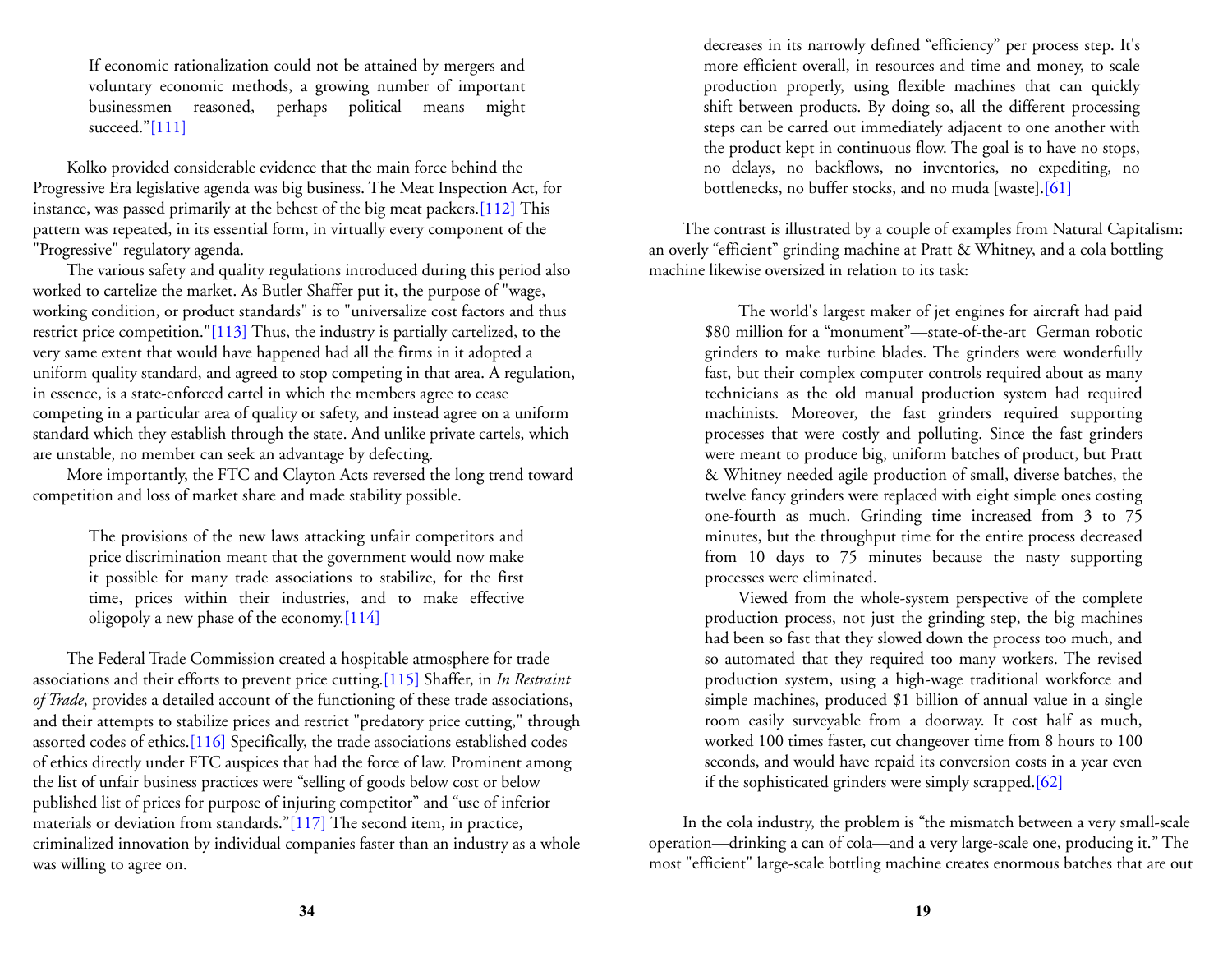> If economic rationalization could not be attained by mergers and voluntary economic methods, a growing number of important businessmen reasoned, perhaps political means might succeed."[111]

Kolko provided considerable evidence that the main force behind the Progressive Era legislative agenda was big business. The Meat Inspection Act, for instance, was passed primarily at the behest of the big meat packers.[112] This pattern was repeated, in its essential form, in virtually every component of the "Progressive" regulatory agenda.

The various safety and quality regulations introduced during this period also worked to cartelize the market. As Butler Shaffer put it, the purpose of "wage, working condition, or product standards" is to "universalize cost factors and thus restrict price competition."[113] Thus, the industry is partially cartelized, to the very same extent that would have happened had all the firms in it adopted a uniform quality standard, and agreed to stop competing in that area. A regulation, in essence, is a state-enforced cartel in which the members agree to cease competing in a particular area of quality or safety, and instead agree on a uniform standard which they establish through the state. And unlike private cartels, which are unstable, no member can seek an advantage by defecting.

More importantly, the FTC and Clayton Acts reversed the long trend toward competition and loss of market share and made stability possible.

> The provisions of the new laws attacking unfair competitors and price discrimination meant that the government would now make it possible for many trade associations to stabilize, for the first time, prices within their industries, and to make effective oligopoly a new phase of the economy.[114]

The Federal Trade Commission created a hospitable atmosphere for trade associations and their efforts to prevent price cutting.[115] Shaffer, in *In Restraint of Trade*, provides a detailed account of the functioning of these trade associations, and their attempts to stabilize prices and restrict "predatory price cutting," through assorted codes of ethics.[116] Specifically, the trade associations established codes of ethics directly under FTC auspices that had the force of law. Prominent among the list of unfair business practices were "selling of goods below cost or below published list of prices for purpose of injuring competitor" and "use of inferior materials or deviation from standards."[117] The second item, in practice, criminalized innovation by individual companies faster than an industry as a whole was willing to agree on.

> decreases in its narrowly defined "efficiency" per process step. It's more efficient overall, in resources and time and money, to scale production properly, using flexible machines that can quickly shift between products. By doing so, all the different processing steps can be carred out immediately adjacent to one another with the product kept in continuous flow. The goal is to have no stops, no delays, no backflows, no inventories, no expediting, no bottlenecks, no buffer stocks, and no muda [waste].[61]

The contrast is illustrated by a couple of examples from Natural Capitalism: an overly "efficient" grinding machine at Pratt & Whitney, and a cola bottling machine likewise oversized in relation to its task:

> The world's largest maker of jet engines for aircraft had paid $80 million for a "monument"—state-of-the-art German robotic grinders to make turbine blades. The grinders were wonderfully fast, but their complex computer controls required about as many technicians as the old manual production system had required machinists. Moreover, the fast grinders required supporting processes that were costly and polluting. Since the fast grinders were meant to produce big, uniform batches of product, but Pratt & Whitney needed agile production of small, diverse batches, the twelve fancy grinders were replaced with eight simple ones costing one-fourth as much. Grinding time increased from 3 to 75 minutes, but the throughput time for the entire process decreased from 10 days to 75 minutes because the nasty supporting processes were eliminated.
>
> Viewed from the whole-system perspective of the complete production process, not just the grinding step, the big machines had been so fast that they slowed down the process too much, and so automated that they required too many workers. The revised production system, using a high-wage traditional workforce and simple machines, produced $1 billion of annual value in a single room easily surveyable from a doorway. It cost half as much, worked 100 times faster, cut changeover time from 8 hours to 100 seconds, and would have repaid its conversion costs in a year even if the sophisticated grinders were simply scrapped.[62]

In the cola industry, the problem is "the mismatch between a very small-scale operation—drinking a can of cola—and a very large-scale one, producing it." The most "efficient" large-scale bottling machine creates enormous batches that are out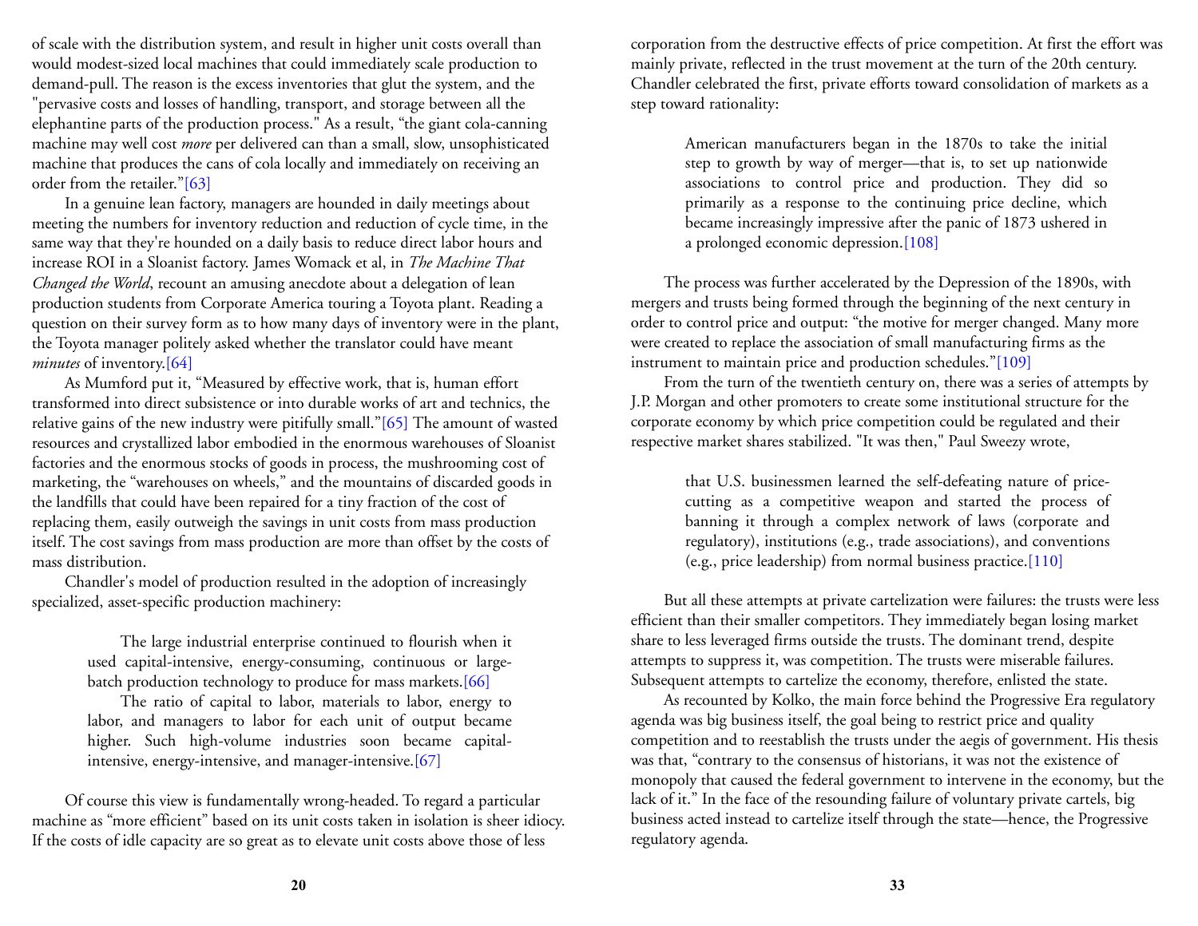of scale with the distribution system, and result in higher unit costs overall than would modest-sized local machines that could immediately scale production to demand-pull. The reason is the excess inventories that glut the system, and the "pervasive costs and losses of handling, transport, and storage between all the elephantine parts of the production process." As a result, "the giant cola-canning machine may well cost *more* per delivered can than a small, slow, unsophisticated machine that produces the cans of cola locally and immediately on receiving an order from the retailer."[63]

In a genuine lean factory, managers are hounded in daily meetings about meeting the numbers for inventory reduction and reduction of cycle time, in the same way that they're hounded on a daily basis to reduce direct labor hours and increase ROI in a Sloanist factory. James Womack et al, in *The Machine That Changed the World*, recount an amusing anecdote about a delegation of lean production students from Corporate America touring a Toyota plant. Reading a question on their survey form as to how many days of inventory were in the plant, the Toyota manager politely asked whether the translator could have meant *minutes* of inventory.[64]

As Mumford put it, "Measured by effective work, that is, human effort transformed into direct subsistence or into durable works of art and technics, the relative gains of the new industry were pitifully small."[65] The amount of wasted resources and crystallized labor embodied in the enormous warehouses of Sloanist factories and the enormous stocks of goods in process, the mushrooming cost of marketing, the "warehouses on wheels," and the mountains of discarded goods in the landfills that could have been repaired for a tiny fraction of the cost of replacing them, easily outweigh the savings in unit costs from mass production itself. The cost savings from mass production are more than offset by the costs of mass distribution.

Chandler's model of production resulted in the adoption of increasingly specialized, asset-specific production machinery:

> The large industrial enterprise continued to flourish when it used capital-intensive, energy-consuming, continuous or large-batch production technology to produce for mass markets.[66]
>
> The ratio of capital to labor, materials to labor, energy to labor, and managers to labor for each unit of output became higher. Such high-volume industries soon became capital-intensive, energy-intensive, and manager-intensive.[67]

Of course this view is fundamentally wrong-headed. To regard a particular machine as "more efficient" based on its unit costs taken in isolation is sheer idiocy. If the costs of idle capacity are so great as to elevate unit costs above those of less

corporation from the destructive effects of price competition. At first the effort was mainly private, reflected in the trust movement at the turn of the 20th century. Chandler celebrated the first, private efforts toward consolidation of markets as a step toward rationality:

> American manufacturers began in the 1870s to take the initial step to growth by way of merger—that is, to set up nationwide associations to control price and production. They did so primarily as a response to the continuing price decline, which became increasingly impressive after the panic of 1873 ushered in a prolonged economic depression.[108]

The process was further accelerated by the Depression of the 1890s, with mergers and trusts being formed through the beginning of the next century in order to control price and output: "the motive for merger changed. Many more were created to replace the association of small manufacturing firms as the instrument to maintain price and production schedules."[109]

From the turn of the twentieth century on, there was a series of attempts by J.P. Morgan and other promoters to create some institutional structure for the corporate economy by which price competition could be regulated and their respective market shares stabilized. "It was then," Paul Sweezy wrote,

> that U.S. businessmen learned the self-defeating nature of price-cutting as a competitive weapon and started the process of banning it through a complex network of laws (corporate and regulatory), institutions (e.g., trade associations), and conventions (e.g., price leadership) from normal business practice.[110]

But all these attempts at private cartelization were failures: the trusts were less efficient than their smaller competitors. They immediately began losing market share to less leveraged firms outside the trusts. The dominant trend, despite attempts to suppress it, was competition. The trusts were miserable failures. Subsequent attempts to cartelize the economy, therefore, enlisted the state.

As recounted by Kolko, the main force behind the Progressive Era regulatory agenda was big business itself, the goal being to restrict price and quality competition and to reestablish the trusts under the aegis of government. His thesis was that, "contrary to the consensus of historians, it was not the existence of monopoly that caused the federal government to intervene in the economy, but the lack of it." In the face of the resounding failure of voluntary private cartels, big business acted instead to cartelize itself through the state—hence, the Progressive regulatory agenda.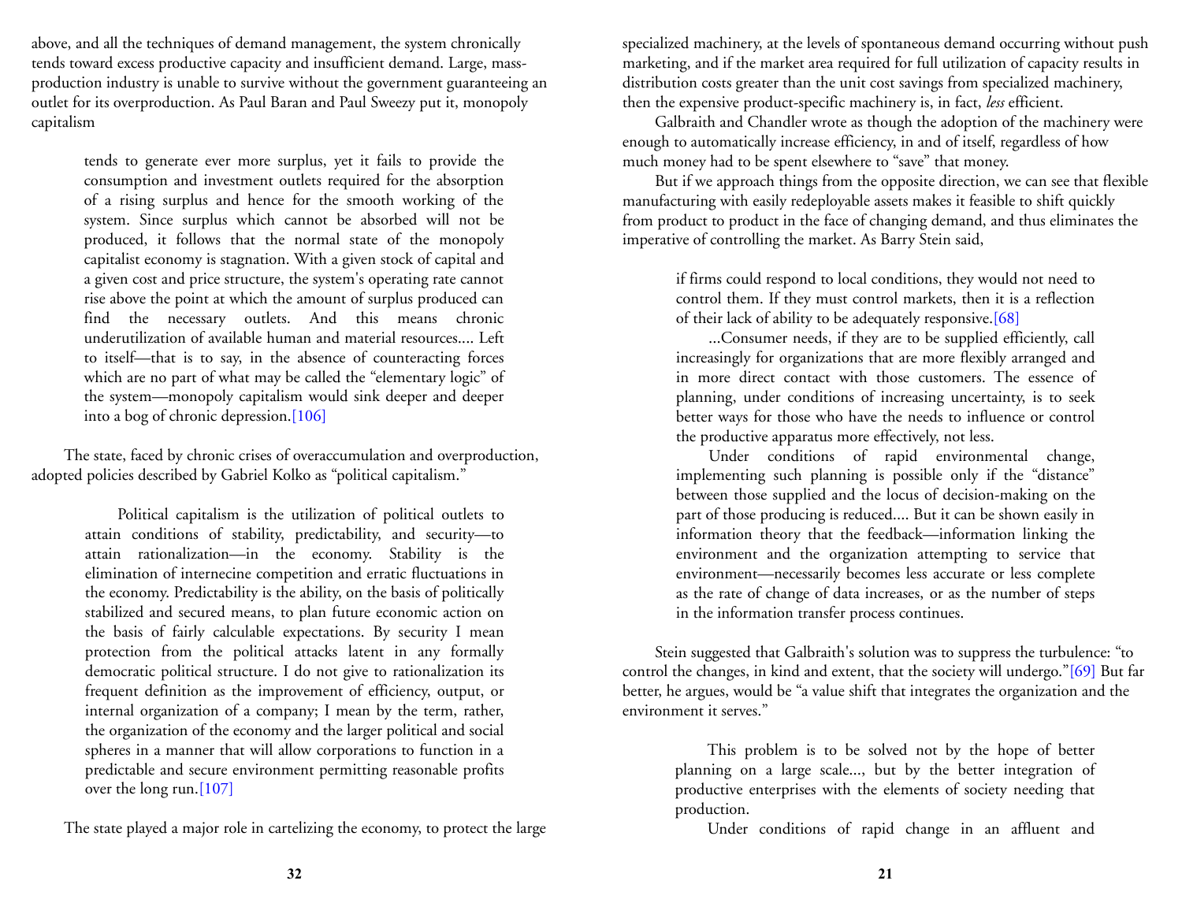above, and all the techniques of demand management, the system chronically tends toward excess productive capacity and insufficient demand. Large, mass-production industry is unable to survive without the government guaranteeing an outlet for its overproduction. As Paul Baran and Paul Sweezy put it, monopoly capitalism

> tends to generate ever more surplus, yet it fails to provide the consumption and investment outlets required for the absorption of a rising surplus and hence for the smooth working of the system. Since surplus which cannot be absorbed will not be produced, it follows that the normal state of the monopoly capitalist economy is stagnation. With a given stock of capital and a given cost and price structure, the system's operating rate cannot rise above the point at which the amount of surplus produced can find the necessary outlets. And this means chronic underutilization of available human and material resources.... Left to itself—that is to say, in the absence of counteracting forces which are no part of what may be called the "elementary logic" of the system—monopoly capitalism would sink deeper and deeper into a bog of chronic depression.[106]

The state, faced by chronic crises of overaccumulation and overproduction, adopted policies described by Gabriel Kolko as "political capitalism."

> Political capitalism is the utilization of political outlets to attain conditions of stability, predictability, and security—to attain rationalization—in the economy. Stability is the elimination of internecine competition and erratic fluctuations in the economy. Predictability is the ability, on the basis of politically stabilized and secured means, to plan future economic action on the basis of fairly calculable expectations. By security I mean protection from the political attacks latent in any formally democratic political structure. I do not give to rationalization its frequent definition as the improvement of efficiency, output, or internal organization of a company; I mean by the term, rather, the organization of the economy and the larger political and social spheres in a manner that will allow corporations to function in a predictable and secure environment permitting reasonable profits over the long run.[107]

The state played a major role in cartelizing the economy, to protect the large

specialized machinery, at the levels of spontaneous demand occurring without push marketing, and if the market area required for full utilization of capacity results in distribution costs greater than the unit cost savings from specialized machinery, then the expensive product-specific machinery is, in fact, *less* efficient.

Galbraith and Chandler wrote as though the adoption of the machinery were enough to automatically increase efficiency, in and of itself, regardless of how much money had to be spent elsewhere to "save" that money.

But if we approach things from the opposite direction, we can see that flexible manufacturing with easily redeployable assets makes it feasible to shift quickly from product to product in the face of changing demand, and thus eliminates the imperative of controlling the market. As Barry Stein said,

> if firms could respond to local conditions, they would not need to control them. If they must control markets, then it is a reflection of their lack of ability to be adequately responsive.[68]
>
> ...Consumer needs, if they are to be supplied efficiently, call increasingly for organizations that are more flexibly arranged and in more direct contact with those customers. The essence of planning, under conditions of increasing uncertainty, is to seek better ways for those who have the needs to influence or control the productive apparatus more effectively, not less.
>
> Under conditions of rapid environmental change, implementing such planning is possible only if the "distance" between those supplied and the locus of decision-making on the part of those producing is reduced.... But it can be shown easily in information theory that the feedback—information linking the environment and the organization attempting to service that environment—necessarily becomes less accurate or less complete as the rate of change of data increases, or as the number of steps in the information transfer process continues.

Stein suggested that Galbraith's solution was to suppress the turbulence: "to control the changes, in kind and extent, that the society will undergo."[69] But far better, he argues, would be "a value shift that integrates the organization and the environment it serves."

> This problem is to be solved not by the hope of better planning on a large scale..., but by the better integration of productive enterprises with the elements of society needing that production.
>
> Under conditions of rapid change in an affluent and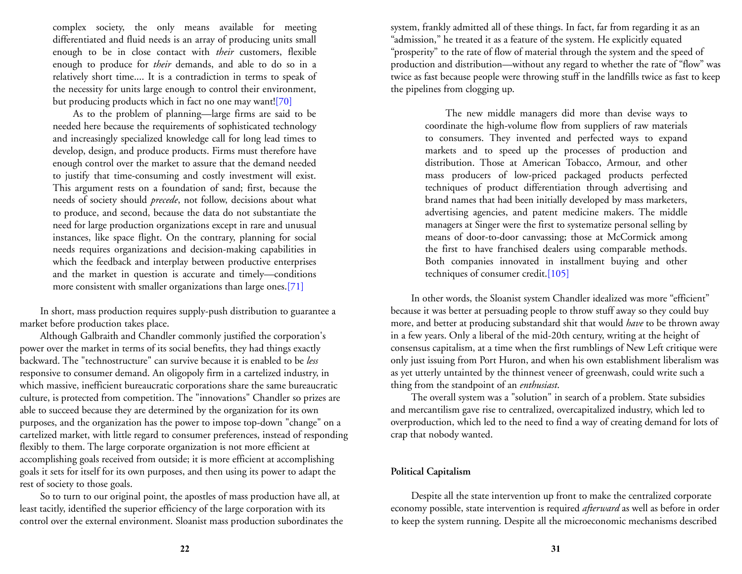complex society, the only means available for meeting differentiated and fluid needs is an array of producing units small enough to be in close contact with *their* customers, flexible enough to produce for *their* demands, and able to do so in a relatively short time.... It is a contradiction in terms to speak of the necessity for units large enough to control their environment, but producing products which in fact no one may want![70]

> As to the problem of planning—large firms are said to be needed here because the requirements of sophisticated technology and increasingly specialized knowledge call for long lead times to develop, design, and produce products. Firms must therefore have enough control over the market to assure that the demand needed to justify that time-consuming and costly investment will exist. This argument rests on a foundation of sand; first, because the needs of society should *precede*, not follow, decisions about what to produce, and second, because the data do not substantiate the need for large production organizations except in rare and unusual instances, like space flight. On the contrary, planning for social needs requires organizations and decision-making capabilities in which the feedback and interplay between productive enterprises and the market in question is accurate and timely—conditions more consistent with smaller organizations than large ones.[71]

In short, mass production requires supply-push distribution to guarantee a market before production takes place.

Although Galbraith and Chandler commonly justified the corporation's power over the market in terms of its social benefits, they had things exactly backward. The "technostructure" can survive because it is enabled to be *less* responsive to consumer demand. An oligopoly firm in a cartelized industry, in which massive, inefficient bureaucratic corporations share the same bureaucratic culture, is protected from competition. The "innovations" Chandler so prizes are able to succeed because they are determined by the organization for its own purposes, and the organization has the power to impose top-down "change" on a cartelized market, with little regard to consumer preferences, instead of responding flexibly to them. The large corporate organization is not more efficient at accomplishing goals received from outside; it is more efficient at accomplishing goals it sets for itself for its own purposes, and then using its power to adapt the rest of society to those goals.

So to turn to our original point, the apostles of mass production have all, at least tacitly, identified the superior efficiency of the large corporation with its control over the external environment. Sloanist mass production subordinates the

system, frankly admitted all of these things. In fact, far from regarding it as an "admission," he treated it as a feature of the system. He explicitly equated "prosperity" to the rate of flow of material through the system and the speed of production and distribution—without any regard to whether the rate of "flow" was twice as fast because people were throwing stuff in the landfills twice as fast to keep the pipelines from clogging up.

> The new middle managers did more than devise ways to coordinate the high-volume flow from suppliers of raw materials to consumers. They invented and perfected ways to expand markets and to speed up the processes of production and distribution. Those at American Tobacco, Armour, and other mass producers of low-priced packaged products perfected techniques of product differentiation through advertising and brand names that had been initially developed by mass marketers, advertising agencies, and patent medicine makers. The middle managers at Singer were the first to systematize personal selling by means of door-to-door canvassing; those at McCormick among the first to have franchised dealers using comparable methods. Both companies innovated in installment buying and other techniques of consumer credit.[105]

In other words, the Sloanist system Chandler idealized was more "efficient" because it was better at persuading people to throw stuff away so they could buy more, and better at producing substandard shit that would *have* to be thrown away in a few years. Only a liberal of the mid-20th century, writing at the height of consensus capitalism, at a time when the first rumblings of New Left critique were only just issuing from Port Huron, and when his own establishment liberalism was as yet utterly untainted by the thinnest veneer of greenwash, could write such a thing from the standpoint of an *enthusiast*.

The overall system was a "solution" in search of a problem. State subsidies and mercantilism gave rise to centralized, overcapitalized industry, which led to overproduction, which led to the need to find a way of creating demand for lots of crap that nobody wanted.

**Political Capitalism**

Despite all the state intervention up front to make the centralized corporate economy possible, state intervention is required *afterward* as well as before in order to keep the system running. Despite all the microeconomic mechanisms described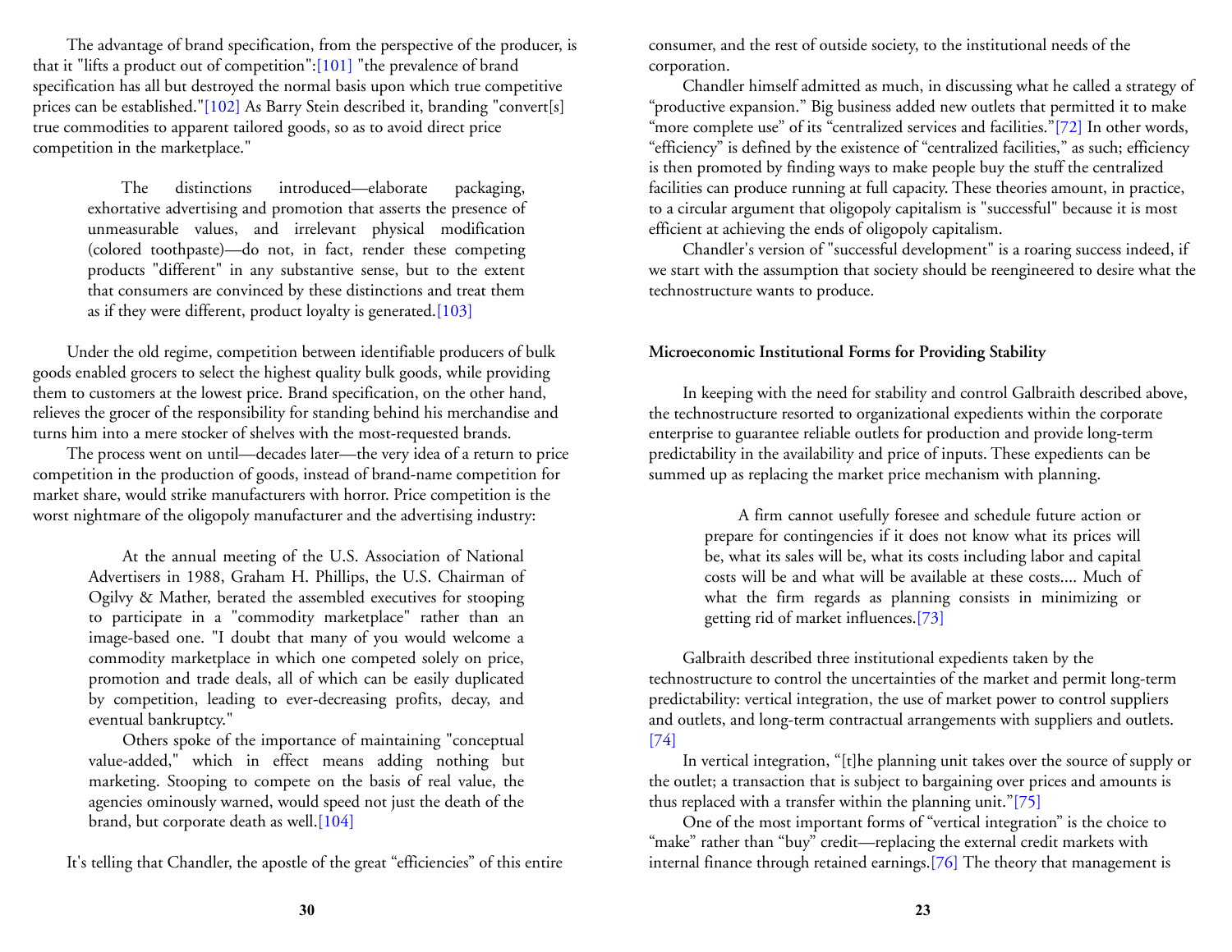The advantage of brand specification, from the perspective of the producer, is that it "lifts a product out of competition":[101] "the prevalence of brand specification has all but destroyed the normal basis upon which true competitive prices can be established."[102] As Barry Stein described it, branding "convert[s] true commodities to apparent tailored goods, so as to avoid direct price competition in the marketplace."

> The distinctions introduced—elaborate packaging, exhortative advertising and promotion that asserts the presence of unmeasurable values, and irrelevant physical modification (colored toothpaste)—do not, in fact, render these competing products "different" in any substantive sense, but to the extent that consumers are convinced by these distinctions and treat them as if they were different, product loyalty is generated.[103]

Under the old regime, competition between identifiable producers of bulk goods enabled grocers to select the highest quality bulk goods, while providing them to customers at the lowest price. Brand specification, on the other hand, relieves the grocer of the responsibility for standing behind his merchandise and turns him into a mere stocker of shelves with the most-requested brands.

The process went on until—decades later—the very idea of a return to price competition in the production of goods, instead of brand-name competition for market share, would strike manufacturers with horror. Price competition is the worst nightmare of the oligopoly manufacturer and the advertising industry:

> At the annual meeting of the U.S. Association of National Advertisers in 1988, Graham H. Phillips, the U.S. Chairman of Ogilvy & Mather, berated the assembled executives for stooping to participate in a "commodity marketplace" rather than an image-based one. "I doubt that many of you would welcome a commodity marketplace in which one competed solely on price, promotion and trade deals, all of which can be easily duplicated by competition, leading to ever-decreasing profits, decay, and eventual bankruptcy."
>
> Others spoke of the importance of maintaining "conceptual value-added," which in effect means adding nothing but marketing. Stooping to compete on the basis of real value, the agencies ominously warned, would speed not just the death of the brand, but corporate death as well.[104]

It's telling that Chandler, the apostle of the great "efficiencies" of this entire consumer, and the rest of outside society, to the institutional needs of the corporation.

Chandler himself admitted as much, in discussing what he called a strategy of "productive expansion." Big business added new outlets that permitted it to make "more complete use" of its "centralized services and facilities."[72] In other words, "efficiency" is defined by the existence of "centralized facilities," as such; efficiency is then promoted by finding ways to make people buy the stuff the centralized facilities can produce running at full capacity. These theories amount, in practice, to a circular argument that oligopoly capitalism is "successful" because it is most efficient at achieving the ends of oligopoly capitalism.

Chandler's version of "successful development" is a roaring success indeed, if we start with the assumption that society should be reengineered to desire what the technostructure wants to produce.

### Microeconomic Institutional Forms for Providing Stability

In keeping with the need for stability and control Galbraith described above, the technostructure resorted to organizational expedients within the corporate enterprise to guarantee reliable outlets for production and provide long-term predictability in the availability and price of inputs. These expedients can be summed up as replacing the market price mechanism with planning.

> A firm cannot usefully foresee and schedule future action or prepare for contingencies if it does not know what its prices will be, what its sales will be, what its costs including labor and capital costs will be and what will be available at these costs.... Much of what the firm regards as planning consists in minimizing or getting rid of market influences.[73]

Galbraith described three institutional expedients taken by the technostructure to control the uncertainties of the market and permit long-term predictability: vertical integration, the use of market power to control suppliers and outlets, and long-term contractual arrangements with suppliers and outlets.[74]

In vertical integration, "[t]he planning unit takes over the source of supply or the outlet; a transaction that is subject to bargaining over prices and amounts is thus replaced with a transfer within the planning unit."[75]

One of the most important forms of "vertical integration" is the choice to "make" rather than "buy" credit—replacing the external credit markets with internal finance through retained earnings.[76] The theory that management is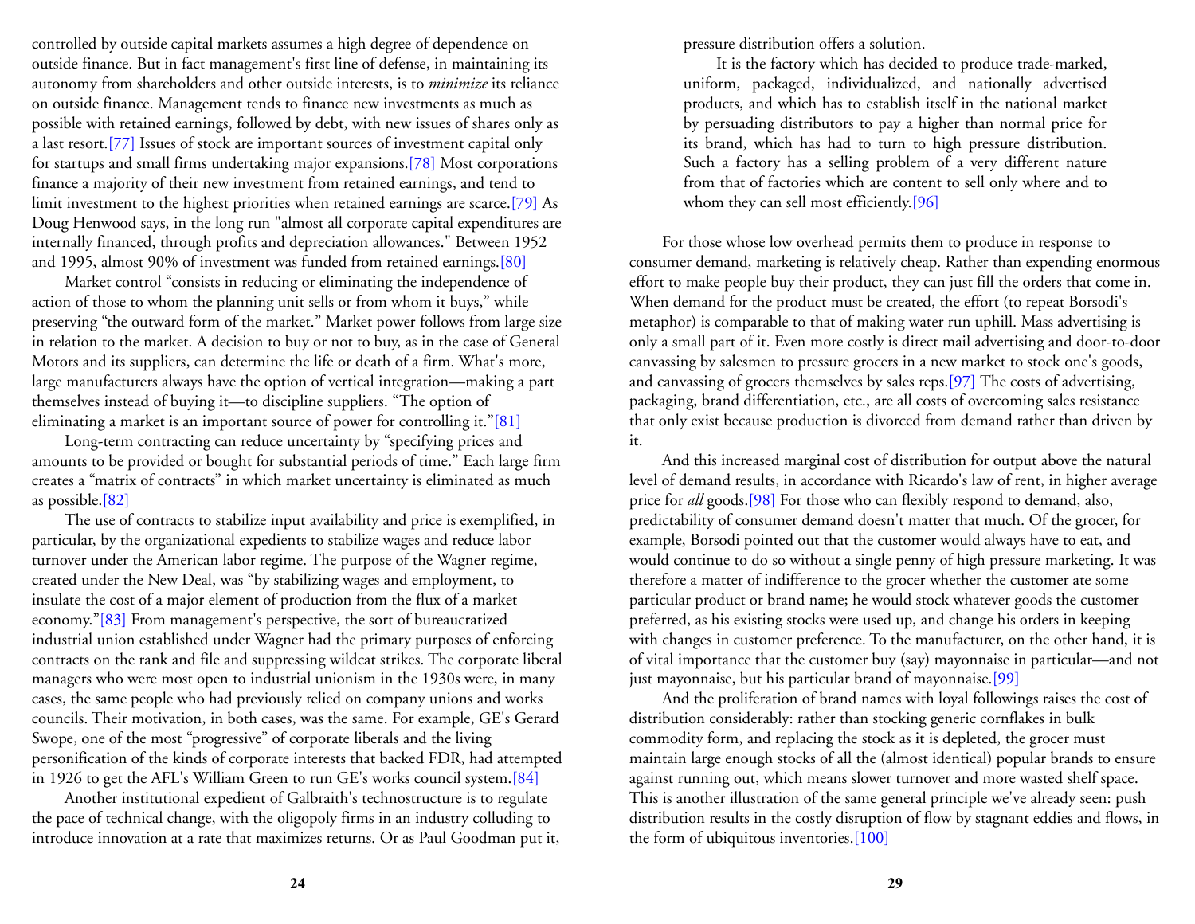controlled by outside capital markets assumes a high degree of dependence on outside finance. But in fact management's first line of defense, in maintaining its autonomy from shareholders and other outside interests, is to *minimize* its reliance on outside finance. Management tends to finance new investments as much as possible with retained earnings, followed by debt, with new issues of shares only as a last resort.[77] Issues of stock are important sources of investment capital only for startups and small firms undertaking major expansions.[78] Most corporations finance a majority of their new investment from retained earnings, and tend to limit investment to the highest priorities when retained earnings are scarce.[79] As Doug Henwood says, in the long run "almost all corporate capital expenditures are internally financed, through profits and depreciation allowances." Between 1952 and 1995, almost 90% of investment was funded from retained earnings.[80]

Market control "consists in reducing or eliminating the independence of action of those to whom the planning unit sells or from whom it buys," while preserving "the outward form of the market." Market power follows from large size in relation to the market. A decision to buy or not to buy, as in the case of General Motors and its suppliers, can determine the life or death of a firm. What's more, large manufacturers always have the option of vertical integration—making a part themselves instead of buying it—to discipline suppliers. "The option of eliminating a market is an important source of power for controlling it."[81]

Long-term contracting can reduce uncertainty by "specifying prices and amounts to be provided or bought for substantial periods of time." Each large firm creates a "matrix of contracts" in which market uncertainty is eliminated as much as possible.[82]

The use of contracts to stabilize input availability and price is exemplified, in particular, by the organizational expedients to stabilize wages and reduce labor turnover under the American labor regime. The purpose of the Wagner regime, created under the New Deal, was "by stabilizing wages and employment, to insulate the cost of a major element of production from the flux of a market economy."[83] From management's perspective, the sort of bureaucratized industrial union established under Wagner had the primary purposes of enforcing contracts on the rank and file and suppressing wildcat strikes. The corporate liberal managers who were most open to industrial unionism in the 1930s were, in many cases, the same people who had previously relied on company unions and works councils. Their motivation, in both cases, was the same. For example, GE's Gerard Swope, one of the most "progressive" of corporate liberals and the living personification of the kinds of corporate interests that backed FDR, had attempted in 1926 to get the AFL's William Green to run GE's works council system.[84]

Another institutional expedient of Galbraith's technostructure is to regulate the pace of technical change, with the oligopoly firms in an industry colluding to introduce innovation at a rate that maximizes returns. Or as Paul Goodman put it,

pressure distribution offers a solution.

> It is the factory which has decided to produce trade-marked, uniform, packaged, individualized, and nationally advertised products, and which has to establish itself in the national market by persuading distributors to pay a higher than normal price for its brand, which has had to turn to high pressure distribution. Such a factory has a selling problem of a very different nature from that of factories which are content to sell only where and to whom they can sell most efficiently.[96]

For those whose low overhead permits them to produce in response to consumer demand, marketing is relatively cheap. Rather than expending enormous effort to make people buy their product, they can just fill the orders that come in. When demand for the product must be created, the effort (to repeat Borsodi's metaphor) is comparable to that of making water run uphill. Mass advertising is only a small part of it. Even more costly is direct mail advertising and door-to-door canvassing by salesmen to pressure grocers in a new market to stock one's goods, and canvassing of grocers themselves by sales reps.[97] The costs of advertising, packaging, brand differentiation, etc., are all costs of overcoming sales resistance that only exist because production is divorced from demand rather than driven by it.

And this increased marginal cost of distribution for output above the natural level of demand results, in accordance with Ricardo's law of rent, in higher average price for *all* goods.[98] For those who can flexibly respond to demand, also, predictability of consumer demand doesn't matter that much. Of the grocer, for example, Borsodi pointed out that the customer would always have to eat, and would continue to do so without a single penny of high pressure marketing. It was therefore a matter of indifference to the grocer whether the customer ate some particular product or brand name; he would stock whatever goods the customer preferred, as his existing stocks were used up, and change his orders in keeping with changes in customer preference. To the manufacturer, on the other hand, it is of vital importance that the customer buy (say) mayonnaise in particular—and not just mayonnaise, but his particular brand of mayonnaise.[99]

And the proliferation of brand names with loyal followings raises the cost of distribution considerably: rather than stocking generic cornflakes in bulk commodity form, and replacing the stock as it is depleted, the grocer must maintain large enough stocks of all the (almost identical) popular brands to ensure against running out, which means slower turnover and more wasted shelf space. This is another illustration of the same general principle we've already seen: push distribution results in the costly disruption of flow by stagnant eddies and flows, in the form of ubiquitous inventories.[100]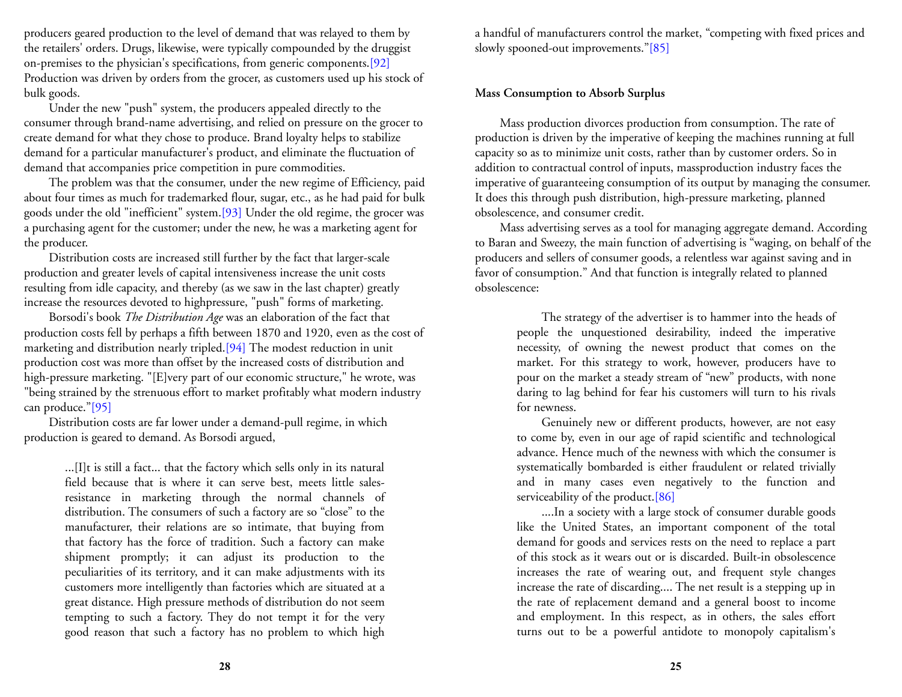producers geared production to the level of demand that was relayed to them by the retailers' orders. Drugs, likewise, were typically compounded by the druggist on-premises to the physician's specifications, from generic components.[92] Production was driven by orders from the grocer, as customers used up his stock of bulk goods.

Under the new "push" system, the producers appealed directly to the consumer through brand-name advertising, and relied on pressure on the grocer to create demand for what they chose to produce. Brand loyalty helps to stabilize demand for a particular manufacturer's product, and eliminate the fluctuation of demand that accompanies price competition in pure commodities.

The problem was that the consumer, under the new regime of Efficiency, paid about four times as much for trademarked flour, sugar, etc., as he had paid for bulk goods under the old "inefficient" system.[93] Under the old regime, the grocer was a purchasing agent for the customer; under the new, he was a marketing agent for the producer.

Distribution costs are increased still further by the fact that larger-scale production and greater levels of capital intensiveness increase the unit costs resulting from idle capacity, and thereby (as we saw in the last chapter) greatly increase the resources devoted to highpressure, "push" forms of marketing.

Borsodi's book *The Distribution Age* was an elaboration of the fact that production costs fell by perhaps a fifth between 1870 and 1920, even as the cost of marketing and distribution nearly tripled.[94] The modest reduction in unit production cost was more than offset by the increased costs of distribution and high-pressure marketing. "[E]very part of our economic structure," he wrote, was "being strained by the strenuous effort to market profitably what modern industry can produce."[95]

Distribution costs are far lower under a demand-pull regime, in which production is geared to demand. As Borsodi argued,

> ...[I]t is still a fact... that the factory which sells only in its natural field because that is where it can serve best, meets little sales-resistance in marketing through the normal channels of distribution. The consumers of such a factory are so "close" to the manufacturer, their relations are so intimate, that buying from that factory has the force of tradition. Such a factory can make shipment promptly; it can adjust its production to the peculiarities of its territory, and it can make adjustments with its customers more intelligently than factories which are situated at a great distance. High pressure methods of distribution do not seem tempting to such a factory. They do not tempt it for the very good reason that such a factory has no problem to which high

a handful of manufacturers control the market, "competing with fixed prices and slowly spooned-out improvements."[85]

### Mass Consumption to Absorb Surplus

Mass production divorces production from consumption. The rate of production is driven by the imperative of keeping the machines running at full capacity so as to minimize unit costs, rather than by customer orders. So in addition to contractual control of inputs, massproduction industry faces the imperative of guaranteeing consumption of its output by managing the consumer. It does this through push distribution, high-pressure marketing, planned obsolescence, and consumer credit.

Mass advertising serves as a tool for managing aggregate demand. According to Baran and Sweezy, the main function of advertising is "waging, on behalf of the producers and sellers of consumer goods, a relentless war against saving and in favor of consumption." And that function is integrally related to planned obsolescence:

> The strategy of the advertiser is to hammer into the heads of people the unquestioned desirability, indeed the imperative necessity, of owning the newest product that comes on the market. For this strategy to work, however, producers have to pour on the market a steady stream of "new" products, with none daring to lag behind for fear his customers will turn to his rivals for newness.
>
> Genuinely new or different products, however, are not easy to come by, even in our age of rapid scientific and technological advance. Hence much of the newness with which the consumer is systematically bombarded is either fraudulent or related trivially and in many cases even negatively to the function and serviceability of the product.[86]
>
> ....In a society with a large stock of consumer durable goods like the United States, an important component of the total demand for goods and services rests on the need to replace a part of this stock as it wears out or is discarded. Built-in obsolescence increases the rate of wearing out, and frequent style changes increase the rate of discarding.... The net result is a stepping up in the rate of replacement demand and a general boost to income and employment. In this respect, as in others, the sales effort turns out to be a powerful antidote to monopoly capitalism's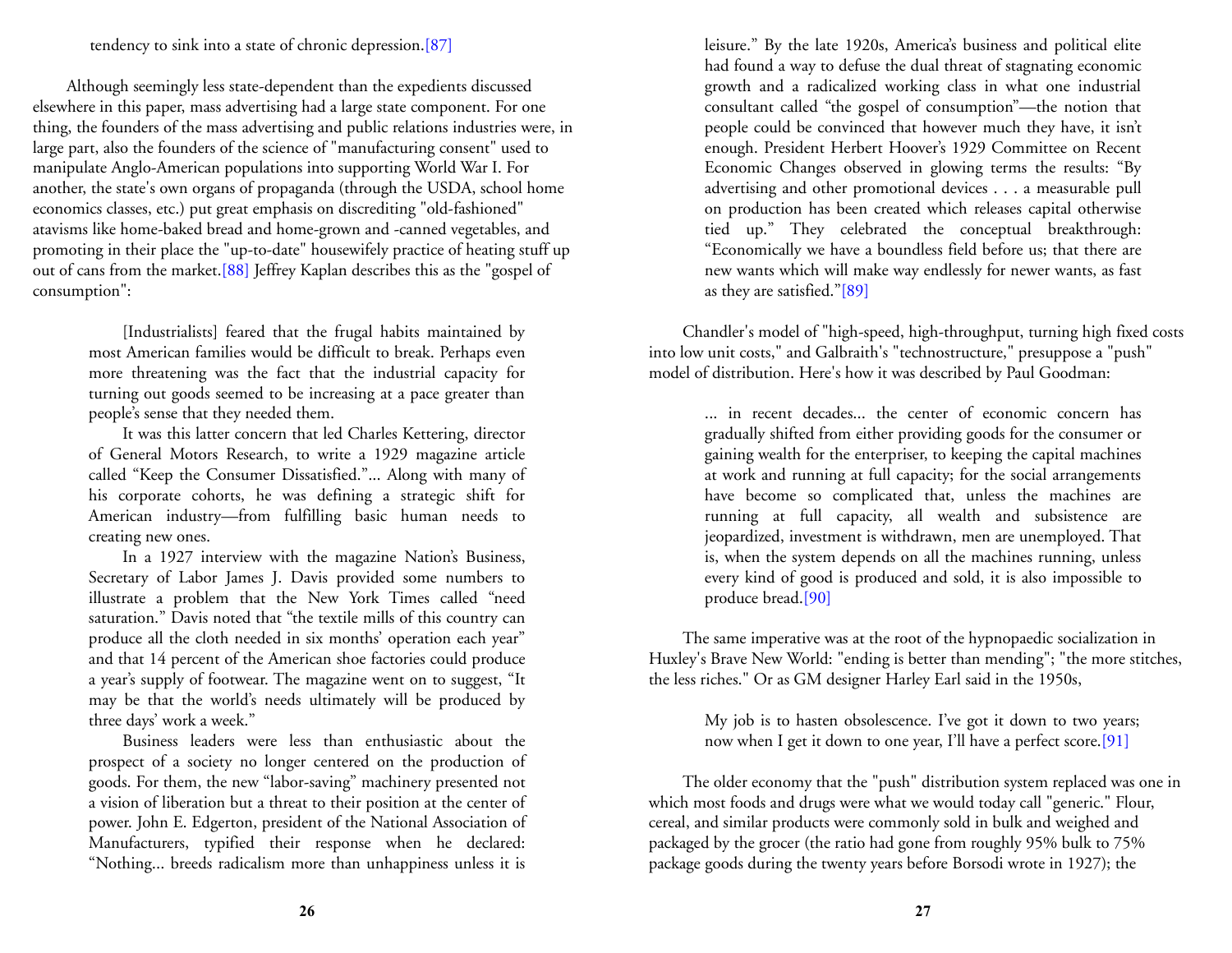tendency to sink into a state of chronic depression.[87]

Although seemingly less state-dependent than the expedients discussed elsewhere in this paper, mass advertising had a large state component. For one thing, the founders of the mass advertising and public relations industries were, in large part, also the founders of the science of "manufacturing consent" used to manipulate Anglo-American populations into supporting World War I. For another, the state's own organs of propaganda (through the USDA, school home economics classes, etc.) put great emphasis on discrediting "old-fashioned" atavisms like home-baked bread and home-grown and -canned vegetables, and promoting in their place the "up-to-date" housewifely practice of heating stuff up out of cans from the market.[88] Jeffrey Kaplan describes this as the "gospel of consumption":

> [Industrialists] feared that the frugal habits maintained by most American families would be difficult to break. Perhaps even more threatening was the fact that the industrial capacity for turning out goods seemed to be increasing at a pace greater than people's sense that they needed them.
>
> It was this latter concern that led Charles Kettering, director of General Motors Research, to write a 1929 magazine article called "Keep the Consumer Dissatisfied."... Along with many of his corporate cohorts, he was defining a strategic shift for American industry—from fulfilling basic human needs to creating new ones.
>
> In a 1927 interview with the magazine Nation's Business, Secretary of Labor James J. Davis provided some numbers to illustrate a problem that the New York Times called "need saturation." Davis noted that "the textile mills of this country can produce all the cloth needed in six months' operation each year" and that 14 percent of the American shoe factories could produce a year's supply of footwear. The magazine went on to suggest, "It may be that the world's needs ultimately will be produced by three days' work a week."
>
> Business leaders were less than enthusiastic about the prospect of a society no longer centered on the production of goods. For them, the new "labor-saving" machinery presented not a vision of liberation but a threat to their position at the center of power. John E. Edgerton, president of the National Association of Manufacturers, typified their response when he declared: "Nothing... breeds radicalism more than unhappiness unless it is leisure." By the late 1920s, America's business and political elite had found a way to defuse the dual threat of stagnating economic growth and a radicalized working class in what one industrial consultant called "the gospel of consumption"—the notion that people could be convinced that however much they have, it isn't enough. President Herbert Hoover's 1929 Committee on Recent Economic Changes observed in glowing terms the results: "By advertising and other promotional devices . . . a measurable pull on production has been created which releases capital otherwise tied up." They celebrated the conceptual breakthrough: "Economically we have a boundless field before us; that there are new wants which will make way endlessly for newer wants, as fast as they are satisfied."[89]

Chandler's model of "high-speed, high-throughput, turning high fixed costs into low unit costs," and Galbraith's "technostructure," presuppose a "push" model of distribution. Here's how it was described by Paul Goodman:

> ... in recent decades... the center of economic concern has gradually shifted from either providing goods for the consumer or gaining wealth for the enterpriser, to keeping the capital machines at work and running at full capacity; for the social arrangements have become so complicated that, unless the machines are running at full capacity, all wealth and subsistence are jeopardized, investment is withdrawn, men are unemployed. That is, when the system depends on all the machines running, unless every kind of good is produced and sold, it is also impossible to produce bread.[90]

The same imperative was at the root of the hypnopaedic socialization in Huxley's Brave New World: "ending is better than mending"; "the more stitches, the less riches." Or as GM designer Harley Earl said in the 1950s,

> My job is to hasten obsolescence. I've got it down to two years; now when I get it down to one year, I'll have a perfect score.[91]

The older economy that the "push" distribution system replaced was one in which most foods and drugs were what we would today call "generic." Flour, cereal, and similar products were commonly sold in bulk and weighed and packaged by the grocer (the ratio had gone from roughly 95% bulk to 75% package goods during the twenty years before Borsodi wrote in 1927); the